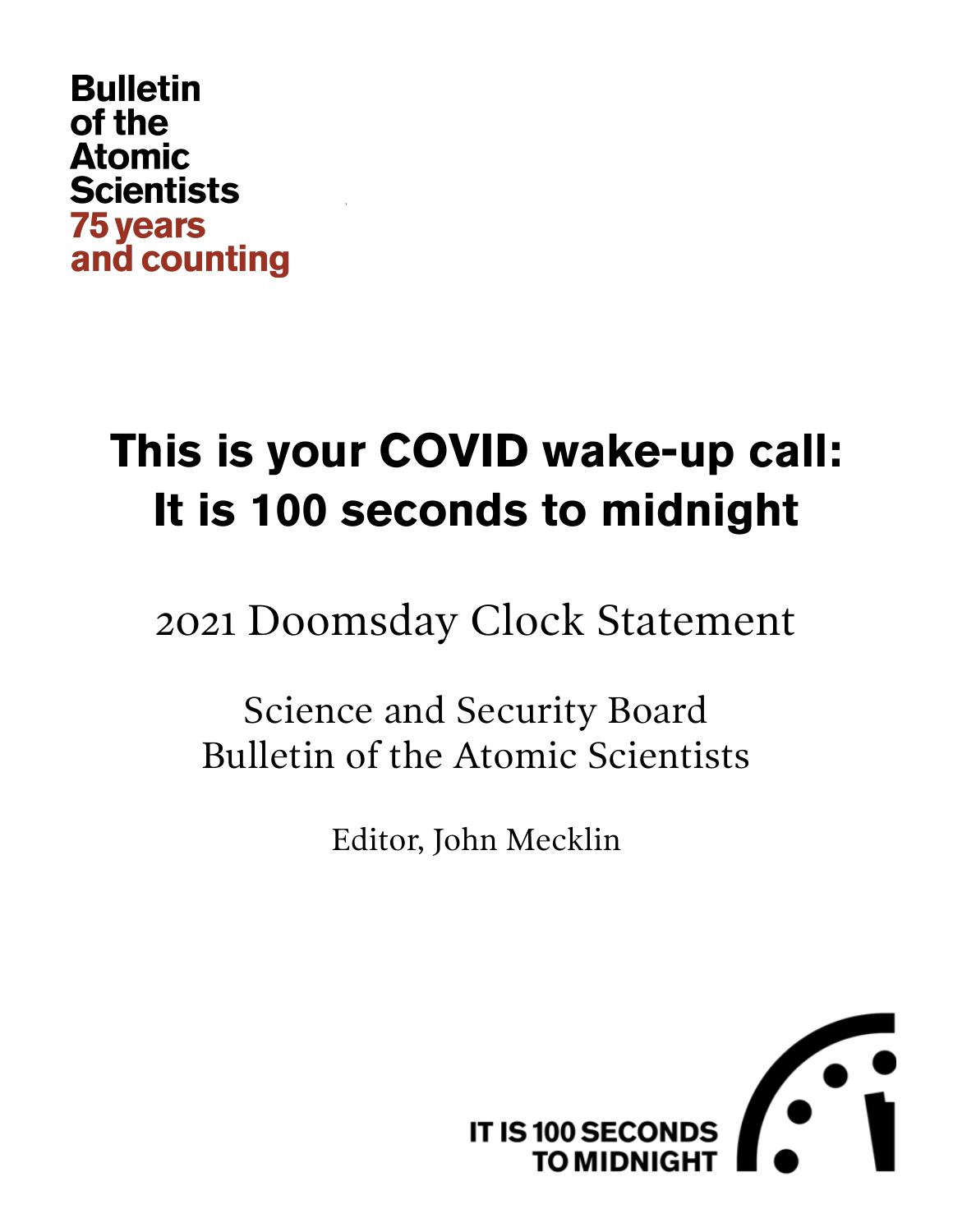Bulletin
of the
Atomic
Scientists
75 years
and counting

# This is your COVID wake-up call: It is 100 seconds to midnight

## 2021 Doomsday Clock Statement

Science and Security Board
Bulletin of the Atomic Scientists

Editor, John Mecklin

IT IS 100 SECONDS
TO MIDNIGHT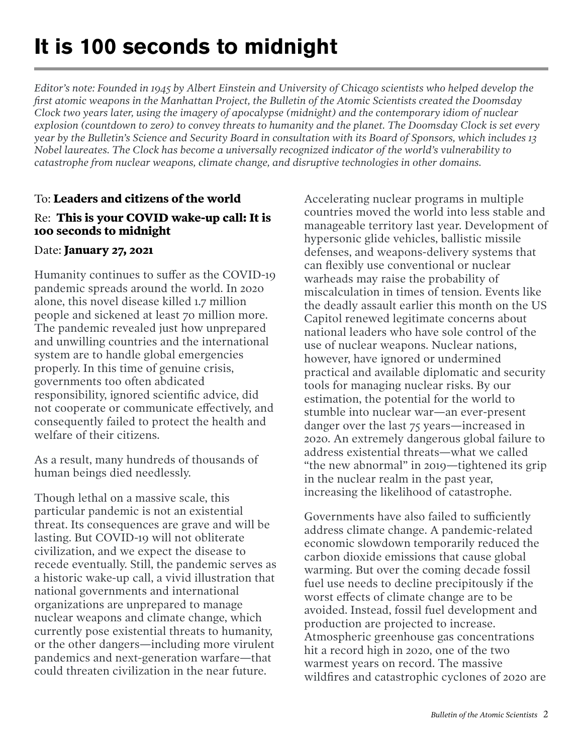# It is 100 seconds to midnight

*Editor's note: Founded in 1945 by Albert Einstein and University of Chicago scientists who helped develop the first atomic weapons in the Manhattan Project, the Bulletin of the Atomic Scientists created the Doomsday Clock two years later, using the imagery of apocalypse (midnight) and the contemporary idiom of nuclear explosion (countdown to zero) to convey threats to humanity and the planet. The Doomsday Clock is set every year by the Bulletin's Science and Security Board in consultation with its Board of Sponsors, which includes 13 Nobel laureates. The Clock has become a universally recognized indicator of the world's vulnerability to catastrophe from nuclear weapons, climate change, and disruptive technologies in other domains.*

To: **Leaders and citizens of the world**

Re: **This is your COVID wake-up call: It is 100 seconds to midnight**

Date: **January 27, 2021**

Humanity continues to suffer as the COVID-19 pandemic spreads around the world. In 2020 alone, this novel disease killed 1.7 million people and sickened at least 70 million more. The pandemic revealed just how unprepared and unwilling countries and the international system are to handle global emergencies properly. In this time of genuine crisis, governments too often abdicated responsibility, ignored scientific advice, did not cooperate or communicate effectively, and consequently failed to protect the health and welfare of their citizens.

As a result, many hundreds of thousands of human beings died needlessly.

Though lethal on a massive scale, this particular pandemic is not an existential threat. Its consequences are grave and will be lasting. But COVID-19 will not obliterate civilization, and we expect the disease to recede eventually. Still, the pandemic serves as a historic wake-up call, a vivid illustration that national governments and international organizations are unprepared to manage nuclear weapons and climate change, which currently pose existential threats to humanity, or the other dangers—including more virulent pandemics and next-generation warfare—that could threaten civilization in the near future.

Accelerating nuclear programs in multiple countries moved the world into less stable and manageable territory last year. Development of hypersonic glide vehicles, ballistic missile defenses, and weapons-delivery systems that can flexibly use conventional or nuclear warheads may raise the probability of miscalculation in times of tension. Events like the deadly assault earlier this month on the US Capitol renewed legitimate concerns about national leaders who have sole control of the use of nuclear weapons. Nuclear nations, however, have ignored or undermined practical and available diplomatic and security tools for managing nuclear risks. By our estimation, the potential for the world to stumble into nuclear war—an ever-present danger over the last 75 years—increased in 2020. An extremely dangerous global failure to address existential threats—what we called "the new abnormal" in 2019—tightened its grip in the nuclear realm in the past year, increasing the likelihood of catastrophe.

Governments have also failed to sufficiently address climate change. A pandemic-related economic slowdown temporarily reduced the carbon dioxide emissions that cause global warming. But over the coming decade fossil fuel use needs to decline precipitously if the worst effects of climate change are to be avoided. Instead, fossil fuel development and production are projected to increase. Atmospheric greenhouse gas concentrations hit a record high in 2020, one of the two warmest years on record. The massive wildfires and catastrophic cyclones of 2020 are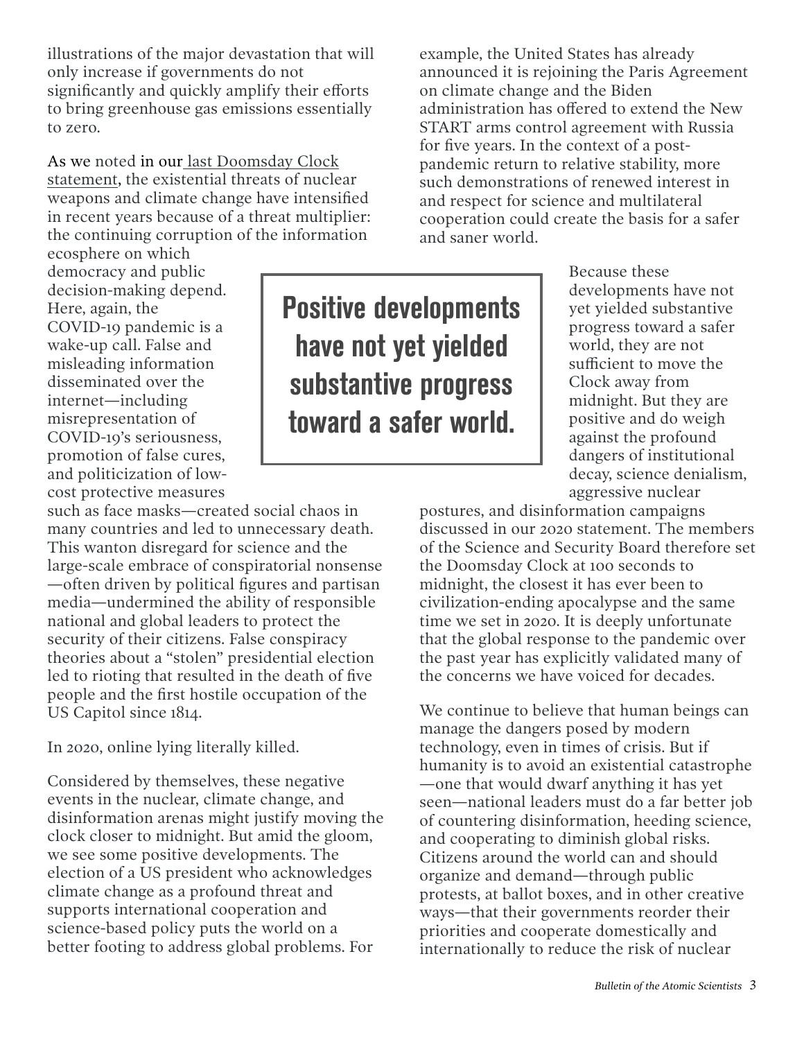illustrations of the major devastation that will only increase if governments do not significantly and quickly amplify their efforts to bring greenhouse gas emissions essentially to zero.

As we noted in our last Doomsday Clock statement, the existential threats of nuclear weapons and climate change have intensified in recent years because of a threat multiplier: the continuing corruption of the information ecosphere on which democracy and public decision-making depend. Here, again, the COVID-19 pandemic is a wake-up call. False and misleading information disseminated over the internet—including misrepresentation of COVID-19's seriousness, promotion of false cures, and politicization of low-cost protective measures such as face masks—created social chaos in many countries and led to unnecessary death. This wanton disregard for science and the large-scale embrace of conspiratorial nonsense—often driven by political figures and partisan media—undermined the ability of responsible national and global leaders to protect the security of their citizens. False conspiracy theories about a "stolen" presidential election led to rioting that resulted in the death of five people and the first hostile occupation of the US Capitol since 1814.

In 2020, online lying literally killed.

Considered by themselves, these negative events in the nuclear, climate change, and disinformation arenas might justify moving the clock closer to midnight. But amid the gloom, we see some positive developments. The election of a US president who acknowledges climate change as a profound threat and supports international cooperation and science-based policy puts the world on a better footing to address global problems. For example, the United States has already announced it is rejoining the Paris Agreement on climate change and the Biden administration has offered to extend the New START arms control agreement with Russia for five years. In the context of a post-pandemic return to relative stability, more such demonstrations of renewed interest in and respect for science and multilateral cooperation could create the basis for a safer and saner world.

> **Positive developments have not yet yielded substantive progress toward a safer world.**

Because these developments have not yet yielded substantive progress toward a safer world, they are not sufficient to move the Clock away from midnight. But they are positive and do weigh against the profound dangers of institutional decay, science denialism, aggressive nuclear postures, and disinformation campaigns discussed in our 2020 statement. The members of the Science and Security Board therefore set the Doomsday Clock at 100 seconds to midnight, the closest it has ever been to civilization-ending apocalypse and the same time we set in 2020. It is deeply unfortunate that the global response to the pandemic over the past year has explicitly validated many of the concerns we have voiced for decades.

We continue to believe that human beings can manage the dangers posed by modern technology, even in times of crisis. But if humanity is to avoid an existential catastrophe—one that would dwarf anything it has yet seen—national leaders must do a far better job of countering disinformation, heeding science, and cooperating to diminish global risks. Citizens around the world can and should organize and demand—through public protests, at ballot boxes, and in other creative ways—that their governments reorder their priorities and cooperate domestically and internationally to reduce the risk of nuclear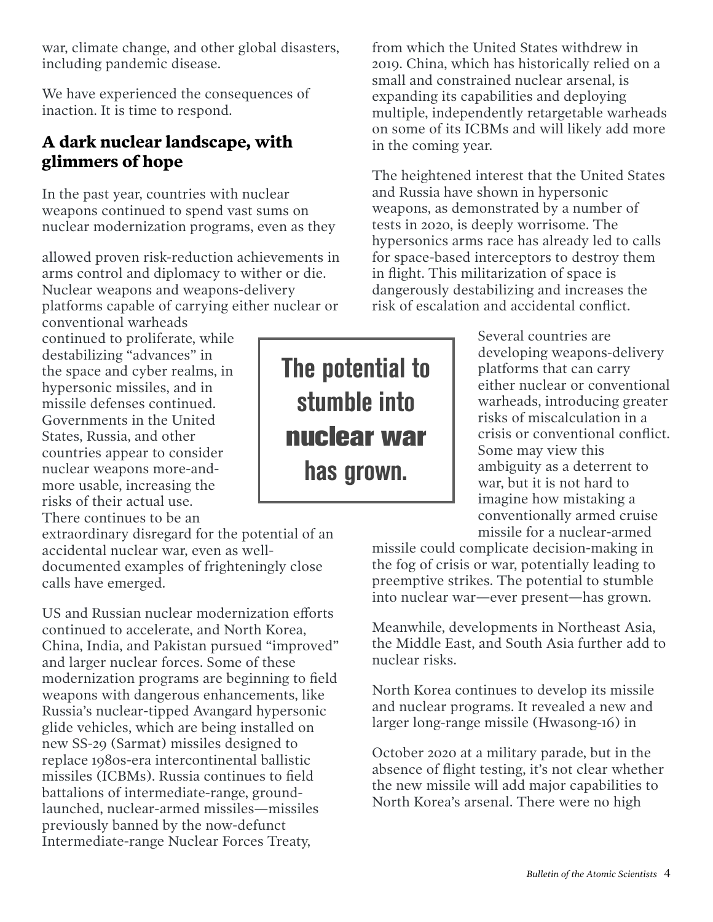war, climate change, and other global disasters, including pandemic disease.

We have experienced the consequences of inaction. It is time to respond.

## A dark nuclear landscape, with glimmers of hope

In the past year, countries with nuclear weapons continued to spend vast sums on nuclear modernization programs, even as they allowed proven risk-reduction achievements in arms control and diplomacy to wither or die. Nuclear weapons and weapons-delivery platforms capable of carrying either nuclear or conventional warheads continued to proliferate, while destabilizing "advances" in the space and cyber realms, in hypersonic missiles, and in missile defenses continued. Governments in the United States, Russia, and other countries appear to consider nuclear weapons more-and-more usable, increasing the risks of their actual use. There continues to be an extraordinary disregard for the potential of an accidental nuclear war, even as well-documented examples of frighteningly close calls have emerged.

> **The potential to stumble into nuclear war has grown.**

US and Russian nuclear modernization efforts continued to accelerate, and North Korea, China, India, and Pakistan pursued "improved" and larger nuclear forces. Some of these modernization programs are beginning to field weapons with dangerous enhancements, like Russia's nuclear-tipped Avangard hypersonic glide vehicles, which are being installed on new SS-29 (Sarmat) missiles designed to replace 1980s-era intercontinental ballistic missiles (ICBMs). Russia continues to field battalions of intermediate-range, ground-launched, nuclear-armed missiles—missiles previously banned by the now-defunct Intermediate-range Nuclear Forces Treaty, from which the United States withdrew in 2019. China, which has historically relied on a small and constrained nuclear arsenal, is expanding its capabilities and deploying multiple, independently retargetable warheads on some of its ICBMs and will likely add more in the coming year.

The heightened interest that the United States and Russia have shown in hypersonic weapons, as demonstrated by a number of tests in 2020, is deeply worrisome. The hypersonics arms race has already led to calls for space-based interceptors to destroy them in flight. This militarization of space is dangerously destabilizing and increases the risk of escalation and accidental conflict.

Several countries are developing weapons-delivery platforms that can carry either nuclear or conventional warheads, introducing greater risks of miscalculation in a crisis or conventional conflict. Some may view this ambiguity as a deterrent to war, but it is not hard to imagine how mistaking a conventionally armed cruise missile for a nuclear-armed missile could complicate decision-making in the fog of crisis or war, potentially leading to preemptive strikes. The potential to stumble into nuclear war—ever present—has grown.

Meanwhile, developments in Northeast Asia, the Middle East, and South Asia further add to nuclear risks.

North Korea continues to develop its missile and nuclear programs. It revealed a new and larger long-range missile (Hwasong-16) in October 2020 at a military parade, but in the absence of flight testing, it's not clear whether the new missile will add major capabilities to North Korea's arsenal. There were no high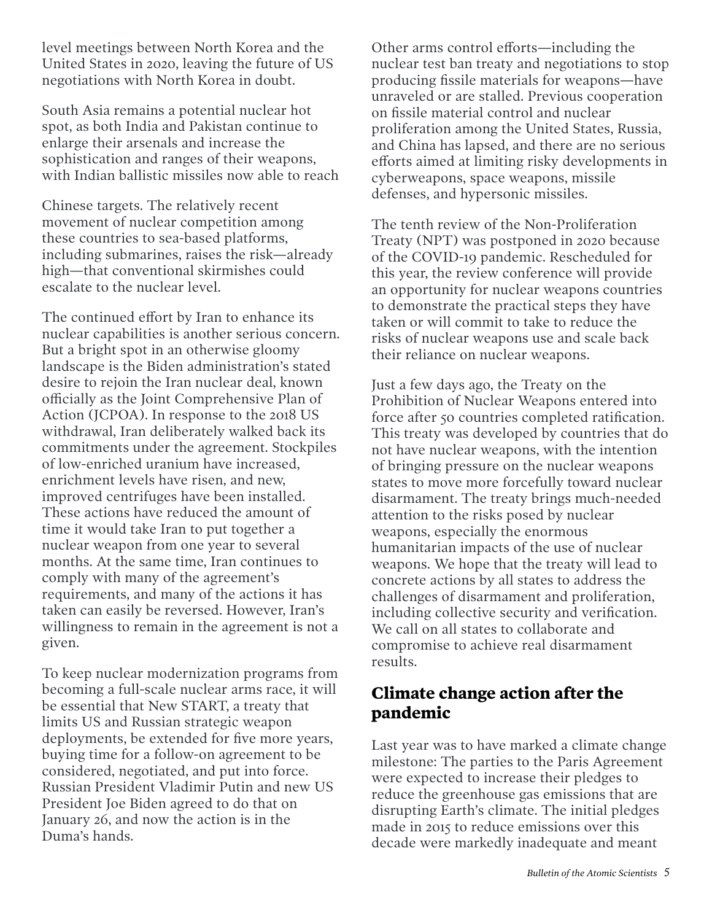level meetings between North Korea and the United States in 2020, leaving the future of US negotiations with North Korea in doubt.

South Asia remains a potential nuclear hot spot, as both India and Pakistan continue to enlarge their arsenals and increase the sophistication and ranges of their weapons, with Indian ballistic missiles now able to reach Chinese targets. The relatively recent movement of nuclear competition among these countries to sea-based platforms, including submarines, raises the risk—already high—that conventional skirmishes could escalate to the nuclear level.

The continued effort by Iran to enhance its nuclear capabilities is another serious concern. But a bright spot in an otherwise gloomy landscape is the Biden administration's stated desire to rejoin the Iran nuclear deal, known officially as the Joint Comprehensive Plan of Action (JCPOA). In response to the 2018 US withdrawal, Iran deliberately walked back its commitments under the agreement. Stockpiles of low-enriched uranium have increased, enrichment levels have risen, and new, improved centrifuges have been installed. These actions have reduced the amount of time it would take Iran to put together a nuclear weapon from one year to several months. At the same time, Iran continues to comply with many of the agreement's requirements, and many of the actions it has taken can easily be reversed. However, Iran's willingness to remain in the agreement is not a given.

To keep nuclear modernization programs from becoming a full-scale nuclear arms race, it will be essential that New START, a treaty that limits US and Russian strategic weapon deployments, be extended for five more years, buying time for a follow-on agreement to be considered, negotiated, and put into force. Russian President Vladimir Putin and new US President Joe Biden agreed to do that on January 26, and now the action is in the Duma's hands.

Other arms control efforts—including the nuclear test ban treaty and negotiations to stop producing fissile materials for weapons—have unraveled or are stalled. Previous cooperation on fissile material control and nuclear proliferation among the United States, Russia, and China has lapsed, and there are no serious efforts aimed at limiting risky developments in cyberweapons, space weapons, missile defenses, and hypersonic missiles.

The tenth review of the Non-Proliferation Treaty (NPT) was postponed in 2020 because of the COVID-19 pandemic. Rescheduled for this year, the review conference will provide an opportunity for nuclear weapons countries to demonstrate the practical steps they have taken or will commit to take to reduce the risks of nuclear weapons use and scale back their reliance on nuclear weapons.

Just a few days ago, the Treaty on the Prohibition of Nuclear Weapons entered into force after 50 countries completed ratification. This treaty was developed by countries that do not have nuclear weapons, with the intention of bringing pressure on the nuclear weapons states to move more forcefully toward nuclear disarmament. The treaty brings much-needed attention to the risks posed by nuclear weapons, especially the enormous humanitarian impacts of the use of nuclear weapons. We hope that the treaty will lead to concrete actions by all states to address the challenges of disarmament and proliferation, including collective security and verification. We call on all states to collaborate and compromise to achieve real disarmament results.

## Climate change action after the pandemic

Last year was to have marked a climate change milestone: The parties to the Paris Agreement were expected to increase their pledges to reduce the greenhouse gas emissions that are disrupting Earth's climate. The initial pledges made in 2015 to reduce emissions over this decade were markedly inadequate and meant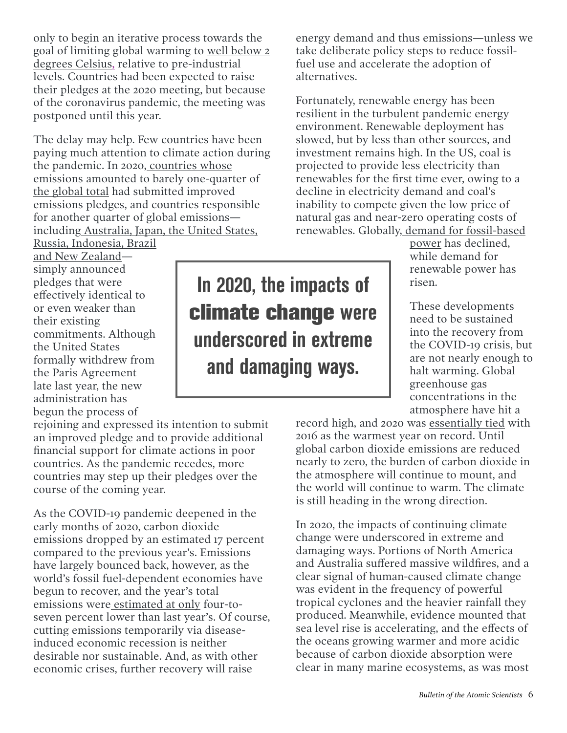only to begin an iterative process towards the goal of limiting global warming to well below 2 degrees Celsius, relative to pre-industrial levels. Countries had been expected to raise their pledges at the 2020 meeting, but because of the coronavirus pandemic, the meeting was postponed until this year.

The delay may help. Few countries have been paying much attention to climate action during the pandemic. In 2020, countries whose emissions amounted to barely one-quarter of the global total had submitted improved emissions pledges, and countries responsible for another quarter of global emissions—including Australia, Japan, the United States, Russia, Indonesia, Brazil and New Zealand—simply announced pledges that were effectively identical to or even weaker than their existing commitments. Although the United States formally withdrew from the Paris Agreement late last year, the new administration has begun the process of rejoining and expressed its intention to submit an improved pledge and to provide additional financial support for climate actions in poor countries. As the pandemic recedes, more countries may step up their pledges over the course of the coming year.

As the COVID-19 pandemic deepened in the early months of 2020, carbon dioxide emissions dropped by an estimated 17 percent compared to the previous year's. Emissions have largely bounced back, however, as the world's fossil fuel-dependent economies have begun to recover, and the year's total emissions were estimated at only four-to-seven percent lower than last year's. Of course, cutting emissions temporarily via disease-induced economic recession is neither desirable nor sustainable. And, as with other economic crises, further recovery will raise energy demand and thus emissions—unless we take deliberate policy steps to reduce fossil-fuel use and accelerate the adoption of alternatives.

Fortunately, renewable energy has been resilient in the turbulent pandemic energy environment. Renewable deployment has slowed, but by less than other sources, and investment remains high. In the US, coal is projected to provide less electricity than renewables for the first time ever, owing to a decline in electricity demand and coal's inability to compete given the low price of natural gas and near-zero operating costs of renewables. Globally, demand for fossil-based power has declined, while demand for renewable power has risen.

> **In 2020, the impacts of climate change were underscored in extreme and damaging ways.**

These developments need to be sustained into the recovery from the COVID-19 crisis, but are not nearly enough to halt warming. Global greenhouse gas concentrations in the atmosphere have hit a record high, and 2020 was essentially tied with 2016 as the warmest year on record. Until global carbon dioxide emissions are reduced nearly to zero, the burden of carbon dioxide in the atmosphere will continue to mount, and the world will continue to warm. The climate is still heading in the wrong direction.

In 2020, the impacts of continuing climate change were underscored in extreme and damaging ways. Portions of North America and Australia suffered massive wildfires, and a clear signal of human-caused climate change was evident in the frequency of powerful tropical cyclones and the heavier rainfall they produced. Meanwhile, evidence mounted that sea level rise is accelerating, and the effects of the oceans growing warmer and more acidic because of carbon dioxide absorption were clear in many marine ecosystems, as was most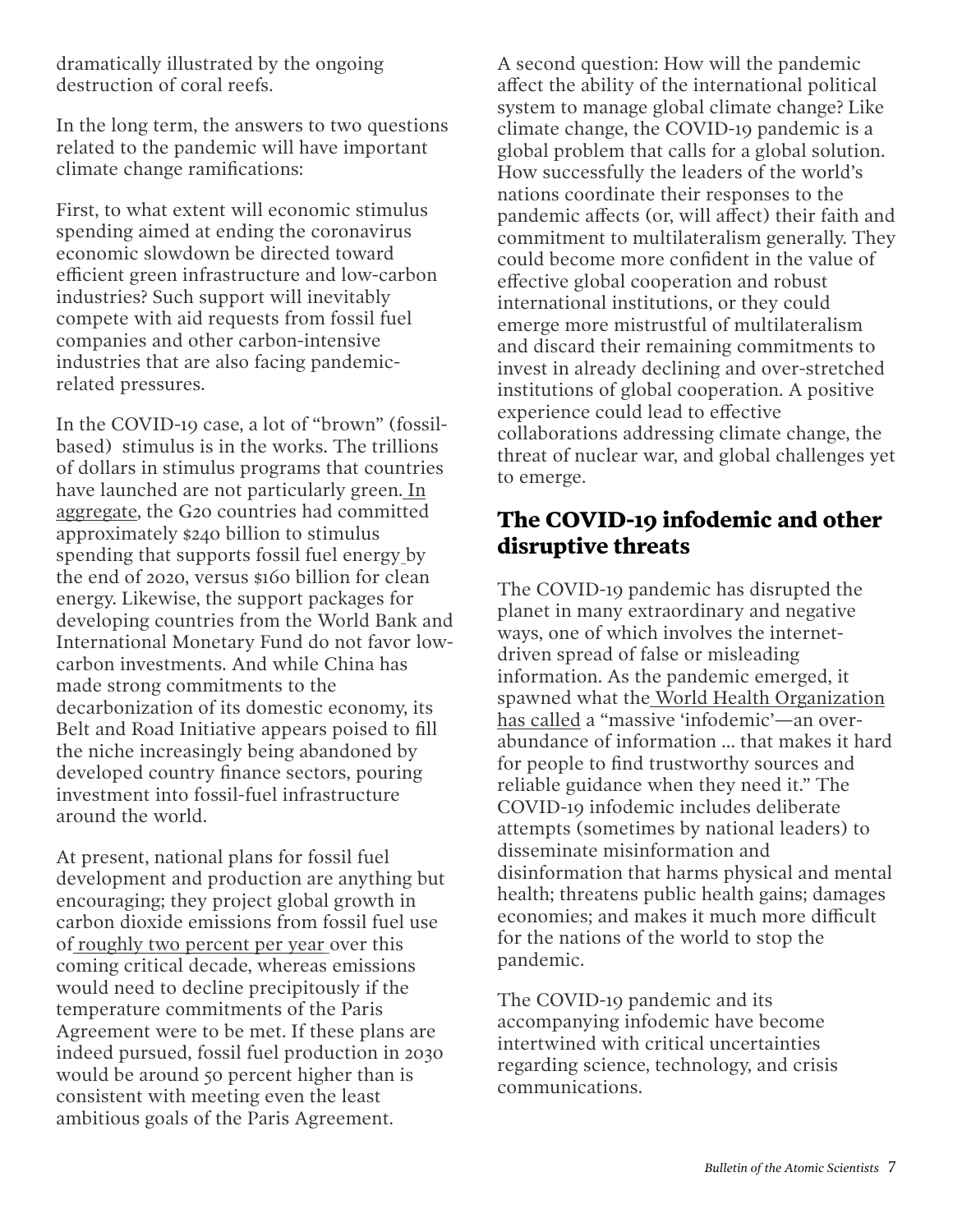dramatically illustrated by the ongoing destruction of coral reefs.

In the long term, the answers to two questions related to the pandemic will have important climate change ramifications:

First, to what extent will economic stimulus spending aimed at ending the coronavirus economic slowdown be directed toward efficient green infrastructure and low-carbon industries? Such support will inevitably compete with aid requests from fossil fuel companies and other carbon-intensive industries that are also facing pandemic-related pressures.

In the COVID-19 case, a lot of "brown" (fossil-based) stimulus is in the works. The trillions of dollars in stimulus programs that countries have launched are not particularly green. In aggregate, the G20 countries had committed approximately $240 billion to stimulus spending that supports fossil fuel energy by the end of 2020, versus $160 billion for clean energy. Likewise, the support packages for developing countries from the World Bank and International Monetary Fund do not favor low-carbon investments. And while China has made strong commitments to the decarbonization of its domestic economy, its Belt and Road Initiative appears poised to fill the niche increasingly being abandoned by developed country finance sectors, pouring investment into fossil-fuel infrastructure around the world.

At present, national plans for fossil fuel development and production are anything but encouraging; they project global growth in carbon dioxide emissions from fossil fuel use of roughly two percent per year over this coming critical decade, whereas emissions would need to decline precipitously if the temperature commitments of the Paris Agreement were to be met. If these plans are indeed pursued, fossil fuel production in 2030 would be around 50 percent higher than is consistent with meeting even the least ambitious goals of the Paris Agreement.

A second question: How will the pandemic affect the ability of the international political system to manage global climate change? Like climate change, the COVID-19 pandemic is a global problem that calls for a global solution. How successfully the leaders of the world's nations coordinate their responses to the pandemic affects (or, will affect) their faith and commitment to multilateralism generally. They could become more confident in the value of effective global cooperation and robust international institutions, or they could emerge more mistrustful of multilateralism and discard their remaining commitments to invest in already declining and over-stretched institutions of global cooperation. A positive experience could lead to effective collaborations addressing climate change, the threat of nuclear war, and global challenges yet to emerge.

## The COVID-19 infodemic and other disruptive threats

The COVID-19 pandemic has disrupted the planet in many extraordinary and negative ways, one of which involves the internet-driven spread of false or misleading information. As the pandemic emerged, it spawned what the World Health Organization has called a "massive 'infodemic'—an over-abundance of information ... that makes it hard for people to find trustworthy sources and reliable guidance when they need it." The COVID-19 infodemic includes deliberate attempts (sometimes by national leaders) to disseminate misinformation and disinformation that harms physical and mental health; threatens public health gains; damages economies; and makes it much more difficult for the nations of the world to stop the pandemic.

The COVID-19 pandemic and its accompanying infodemic have become intertwined with critical uncertainties regarding science, technology, and crisis communications.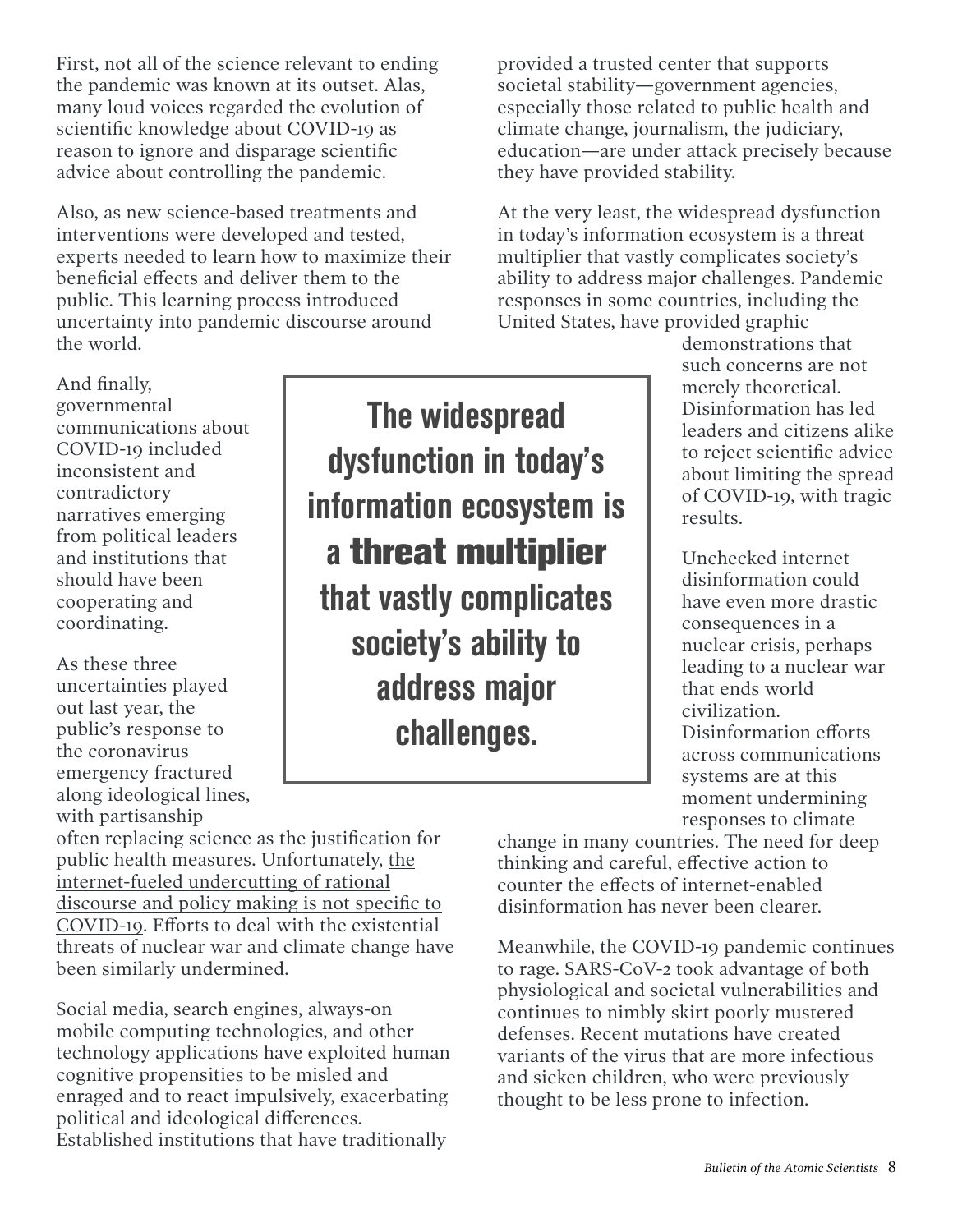First, not all of the science relevant to ending the pandemic was known at its outset. Alas, many loud voices regarded the evolution of scientific knowledge about COVID-19 as reason to ignore and disparage scientific advice about controlling the pandemic.

Also, as new science-based treatments and interventions were developed and tested, experts needed to learn how to maximize their beneficial effects and deliver them to the public. This learning process introduced uncertainty into pandemic discourse around the world.

And finally, governmental communications about COVID-19 included inconsistent and contradictory narratives emerging from political leaders and institutions that should have been cooperating and coordinating.

As these three uncertainties played out last year, the public's response to the coronavirus emergency fractured along ideological lines, with partisanship often replacing science as the justification for public health measures. Unfortunately, the internet-fueled undercutting of rational discourse and policy making is not specific to COVID-19. Efforts to deal with the existential threats of nuclear war and climate change have been similarly undermined.

Social media, search engines, always-on mobile computing technologies, and other technology applications have exploited human cognitive propensities to be misled and enraged and to react impulsively, exacerbating political and ideological differences. Established institutions that have traditionally provided a trusted center that supports societal stability—government agencies, especially those related to public health and climate change, journalism, the judiciary, education—are under attack precisely because they have provided stability.

At the very least, the widespread dysfunction in today's information ecosystem is a threat multiplier that vastly complicates society's ability to address major challenges. Pandemic responses in some countries, including the United States, have provided graphic demonstrations that such concerns are not merely theoretical. Disinformation has led leaders and citizens alike to reject scientific advice about limiting the spread of COVID-19, with tragic results.

> **The widespread dysfunction in today's information ecosystem is a threat multiplier that vastly complicates society's ability to address major challenges.**

Unchecked internet disinformation could have even more drastic consequences in a nuclear crisis, perhaps leading to a nuclear war that ends world civilization. Disinformation efforts across communications systems are at this moment undermining responses to climate change in many countries. The need for deep thinking and careful, effective action to counter the effects of internet-enabled disinformation has never been clearer.

Meanwhile, the COVID-19 pandemic continues to rage. SARS-CoV-2 took advantage of both physiological and societal vulnerabilities and continues to nimbly skirt poorly mustered defenses. Recent mutations have created variants of the virus that are more infectious and sicken children, who were previously thought to be less prone to infection.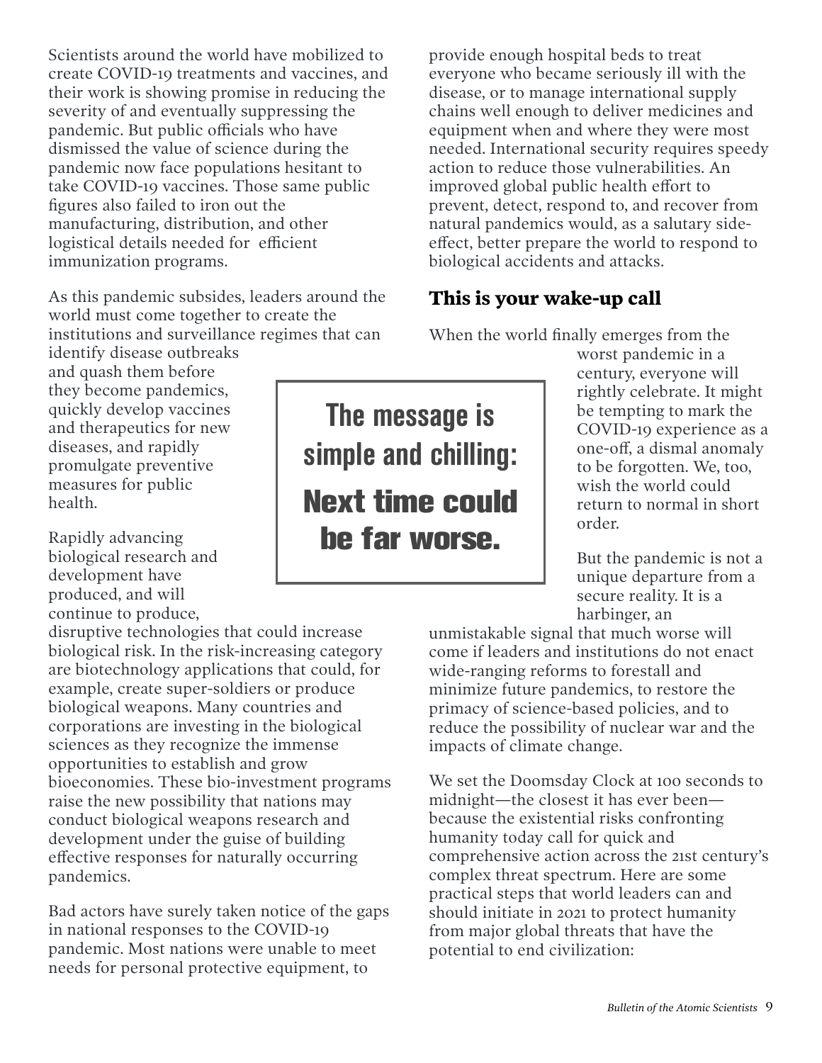Scientists around the world have mobilized to create COVID-19 treatments and vaccines, and their work is showing promise in reducing the severity of and eventually suppressing the pandemic. But public officials who have dismissed the value of science during the pandemic now face populations hesitant to take COVID-19 vaccines. Those same public figures also failed to iron out the manufacturing, distribution, and other logistical details needed for efficient immunization programs.

As this pandemic subsides, leaders around the world must come together to create the institutions and surveillance regimes that can identify disease outbreaks and quash them before they become pandemics, quickly develop vaccines and therapeutics for new diseases, and rapidly promulgate preventive measures for public health.

Rapidly advancing biological research and development have produced, and will continue to produce, disruptive technologies that could increase biological risk. In the risk-increasing category are biotechnology applications that could, for example, create super-soldiers or produce biological weapons. Many countries and corporations are investing in the biological sciences as they recognize the immense opportunities to establish and grow bioeconomies. These bio-investment programs raise the new possibility that nations may conduct biological weapons research and development under the guise of building effective responses for naturally occurring pandemics.

Bad actors have surely taken notice of the gaps in national responses to the COVID-19 pandemic. Most nations were unable to meet needs for personal protective equipment, to provide enough hospital beds to treat everyone who became seriously ill with the disease, or to manage international supply chains well enough to deliver medicines and equipment when and where they were most needed. International security requires speedy action to reduce those vulnerabilities. An improved global public health effort to prevent, detect, respond to, and recover from natural pandemics would, as a salutary side-effect, better prepare the world to respond to biological accidents and attacks.

> **The message is simple and chilling:**
> **Next time could be far worse.**

## This is your wake-up call

When the world finally emerges from the worst pandemic in a century, everyone will rightly celebrate. It might be tempting to mark the COVID-19 experience as a one-off, a dismal anomaly to be forgotten. We, too, wish the world could return to normal in short order.

But the pandemic is not a unique departure from a secure reality. It is a harbinger, an unmistakable signal that much worse will come if leaders and institutions do not enact wide-ranging reforms to forestall and minimize future pandemics, to restore the primacy of science-based policies, and to reduce the possibility of nuclear war and the impacts of climate change.

We set the Doomsday Clock at 100 seconds to midnight—the closest it has ever been—because the existential risks confronting humanity today call for quick and comprehensive action across the 21st century's complex threat spectrum. Here are some practical steps that world leaders can and should initiate in 2021 to protect humanity from major global threats that have the potential to end civilization: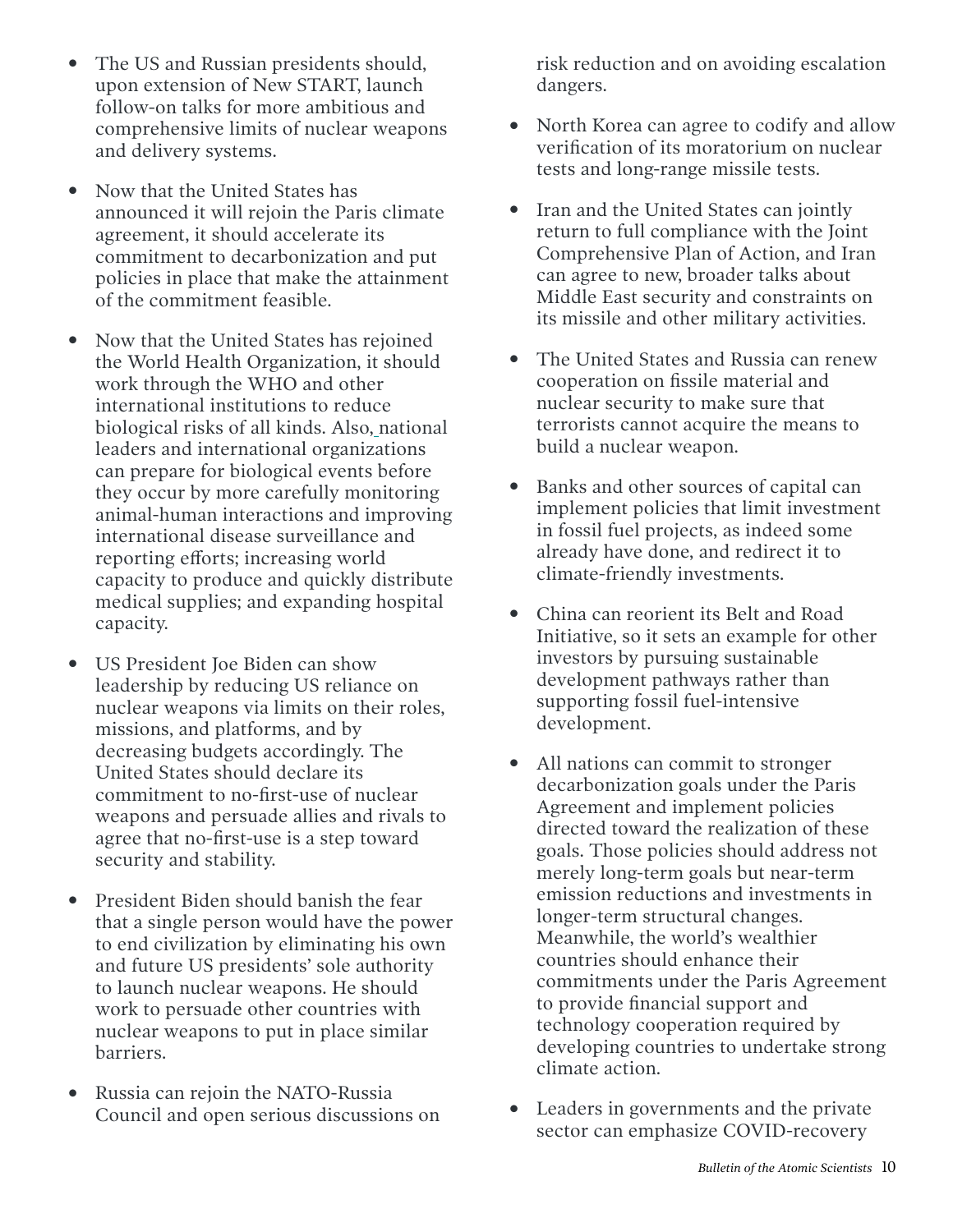- The US and Russian presidents should, upon extension of New START, launch follow-on talks for more ambitious and comprehensive limits of nuclear weapons and delivery systems.

- Now that the United States has announced it will rejoin the Paris climate agreement, it should accelerate its commitment to decarbonization and put policies in place that make the attainment of the commitment feasible.

- Now that the United States has rejoined the World Health Organization, it should work through the WHO and other international institutions to reduce biological risks of all kinds. Also, national leaders and international organizations can prepare for biological events before they occur by more carefully monitoring animal-human interactions and improving international disease surveillance and reporting efforts; increasing world capacity to produce and quickly distribute medical supplies; and expanding hospital capacity.

- US President Joe Biden can show leadership by reducing US reliance on nuclear weapons via limits on their roles, missions, and platforms, and by decreasing budgets accordingly. The United States should declare its commitment to no-first-use of nuclear weapons and persuade allies and rivals to agree that no-first-use is a step toward security and stability.

- President Biden should banish the fear that a single person would have the power to end civilization by eliminating his own and future US presidents' sole authority to launch nuclear weapons. He should work to persuade other countries with nuclear weapons to put in place similar barriers.

- Russia can rejoin the NATO-Russia Council and open serious discussions on risk reduction and on avoiding escalation dangers.

- North Korea can agree to codify and allow verification of its moratorium on nuclear tests and long-range missile tests.

- Iran and the United States can jointly return to full compliance with the Joint Comprehensive Plan of Action, and Iran can agree to new, broader talks about Middle East security and constraints on its missile and other military activities.

- The United States and Russia can renew cooperation on fissile material and nuclear security to make sure that terrorists cannot acquire the means to build a nuclear weapon.

- Banks and other sources of capital can implement policies that limit investment in fossil fuel projects, as indeed some already have done, and redirect it to climate-friendly investments.

- China can reorient its Belt and Road Initiative, so it sets an example for other investors by pursuing sustainable development pathways rather than supporting fossil fuel-intensive development.

- All nations can commit to stronger decarbonization goals under the Paris Agreement and implement policies directed toward the realization of these goals. Those policies should address not merely long-term goals but near-term emission reductions and investments in longer-term structural changes. Meanwhile, the world's wealthier countries should enhance their commitments under the Paris Agreement to provide financial support and technology cooperation required by developing countries to undertake strong climate action.

- Leaders in governments and the private sector can emphasize COVID-recovery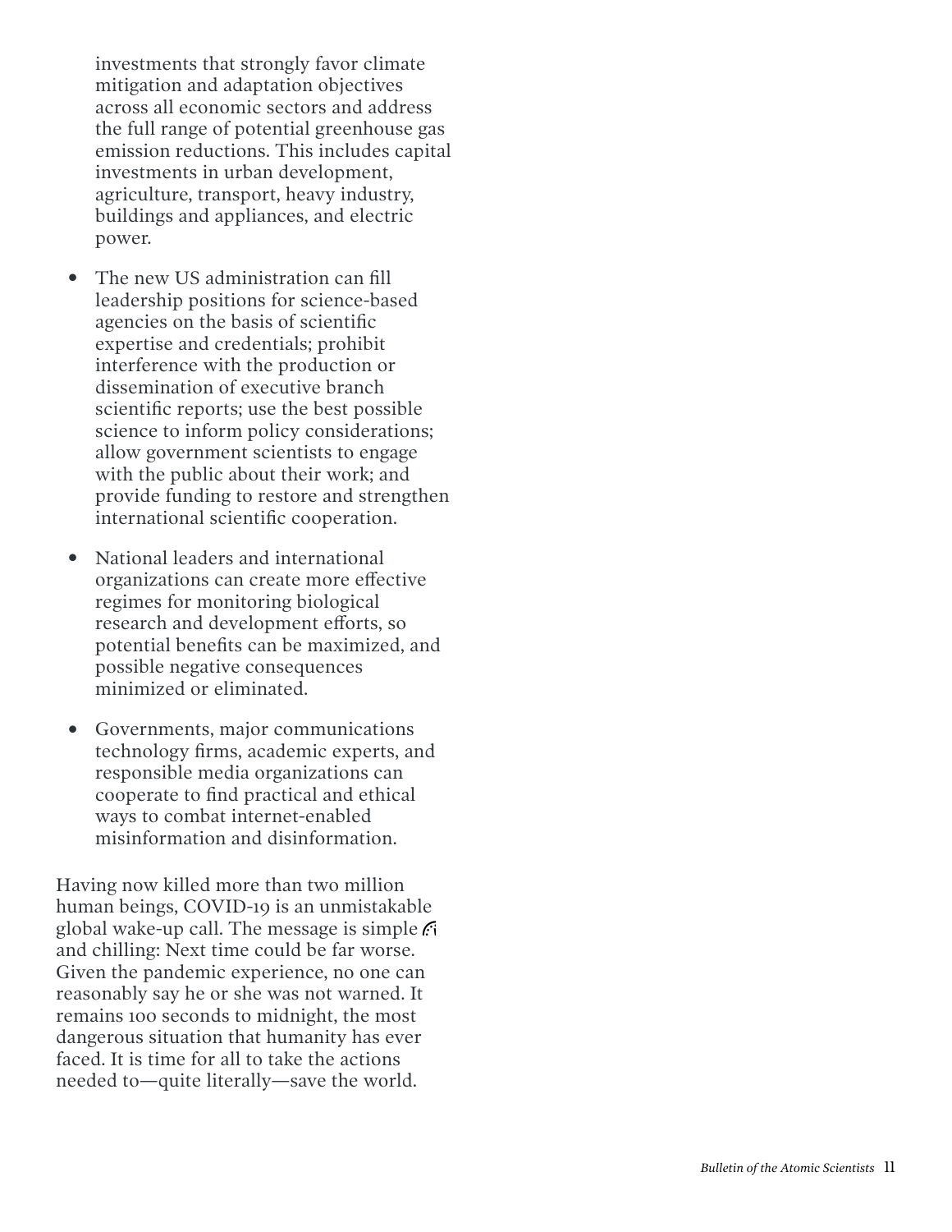investments that strongly favor climate mitigation and adaptation objectives across all economic sectors and address the full range of potential greenhouse gas emission reductions. This includes capital investments in urban development, agriculture, transport, heavy industry, buildings and appliances, and electric power.

- The new US administration can fill leadership positions for science-based agencies on the basis of scientific expertise and credentials; prohibit interference with the production or dissemination of executive branch scientific reports; use the best possible science to inform policy considerations; allow government scientists to engage with the public about their work; and provide funding to restore and strengthen international scientific cooperation.
- National leaders and international organizations can create more effective regimes for monitoring biological research and development efforts, so potential benefits can be maximized, and possible negative consequences minimized or eliminated.
- Governments, major communications technology firms, academic experts, and responsible media organizations can cooperate to find practical and ethical ways to combat internet-enabled misinformation and disinformation.

Having now killed more than two million human beings, COVID-19 is an unmistakable global wake-up call. The message is simple and chilling: Next time could be far worse. Given the pandemic experience, no one can reasonably say he or she was not warned. It remains 100 seconds to midnight, the most dangerous situation that humanity has ever faced. It is time for all to take the actions needed to—quite literally—save the world.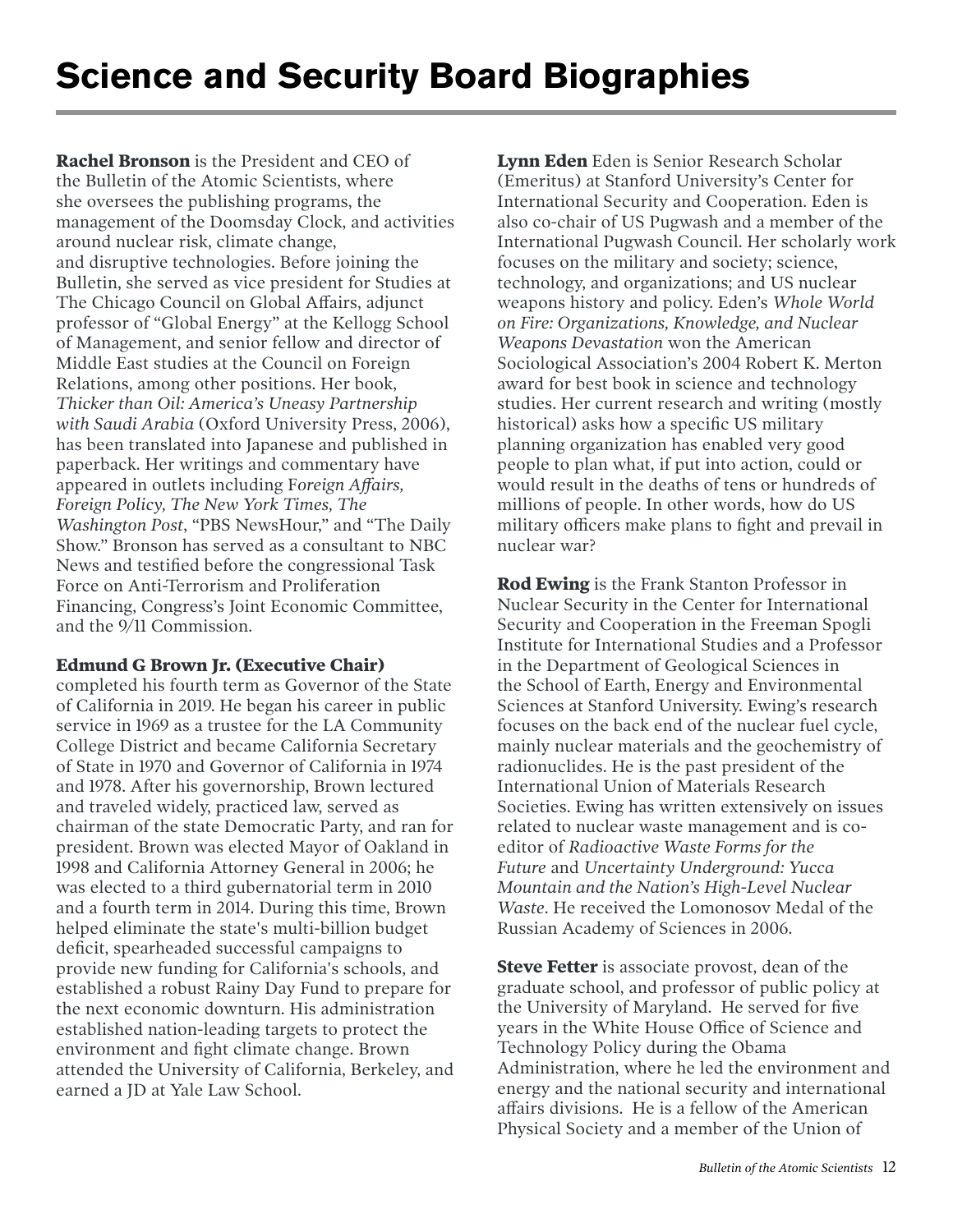# Science and Security Board Biographies

**Rachel Bronson** is the President and CEO of the Bulletin of the Atomic Scientists, where she oversees the publishing programs, the management of the Doomsday Clock, and activities around nuclear risk, climate change, and disruptive technologies. Before joining the Bulletin, she served as vice president for Studies at The Chicago Council on Global Affairs, adjunct professor of "Global Energy" at the Kellogg School of Management, and senior fellow and director of Middle East studies at the Council on Foreign Relations, among other positions. Her book, *Thicker than Oil: America's Uneasy Partnership with Saudi Arabia* (Oxford University Press, 2006), has been translated into Japanese and published in paperback. Her writings and commentary have appeared in outlets including F*oreign Affairs, Foreign Policy, The New York Times, The Washington Post*, "PBS NewsHour," and "The Daily Show." Bronson has served as a consultant to NBC News and testified before the congressional Task Force on Anti-Terrorism and Proliferation Financing, Congress's Joint Economic Committee, and the 9/11 Commission.

**Edmund G Brown Jr. (Executive Chair)** completed his fourth term as Governor of the State of California in 2019. He began his career in public service in 1969 as a trustee for the LA Community College District and became California Secretary of State in 1970 and Governor of California in 1974 and 1978. After his governorship, Brown lectured and traveled widely, practiced law, served as chairman of the state Democratic Party, and ran for president. Brown was elected Mayor of Oakland in 1998 and California Attorney General in 2006; he was elected to a third gubernatorial term in 2010 and a fourth term in 2014. During this time, Brown helped eliminate the state's multi-billion budget deficit, spearheaded successful campaigns to provide new funding for California's schools, and established a robust Rainy Day Fund to prepare for the next economic downturn. His administration established nation-leading targets to protect the environment and fight climate change. Brown attended the University of California, Berkeley, and earned a JD at Yale Law School.

**Lynn Eden** Eden is Senior Research Scholar (Emeritus) at Stanford University's Center for International Security and Cooperation. Eden is also co-chair of US Pugwash and a member of the International Pugwash Council. Her scholarly work focuses on the military and society; science, technology, and organizations; and US nuclear weapons history and policy. Eden's *Whole World on Fire: Organizations, Knowledge, and Nuclear Weapons Devastation* won the American Sociological Association's 2004 Robert K. Merton award for best book in science and technology studies. Her current research and writing (mostly historical) asks how a specific US military planning organization has enabled very good people to plan what, if put into action, could or would result in the deaths of tens or hundreds of millions of people. In other words, how do US military officers make plans to fight and prevail in nuclear war?

**Rod Ewing** is the Frank Stanton Professor in Nuclear Security in the Center for International Security and Cooperation in the Freeman Spogli Institute for International Studies and a Professor in the Department of Geological Sciences in the School of Earth, Energy and Environmental Sciences at Stanford University. Ewing's research focuses on the back end of the nuclear fuel cycle, mainly nuclear materials and the geochemistry of radionuclides. He is the past president of the International Union of Materials Research Societies. Ewing has written extensively on issues related to nuclear waste management and is co-editor of *Radioactive Waste Forms for the Future* and *Uncertainty Underground: Yucca Mountain and the Nation's High-Level Nuclear Waste*. He received the Lomonosov Medal of the Russian Academy of Sciences in 2006.

**Steve Fetter** is associate provost, dean of the graduate school, and professor of public policy at the University of Maryland. He served for five years in the White House Office of Science and Technology Policy during the Obama Administration, where he led the environment and energy and the national security and international affairs divisions. He is a fellow of the American Physical Society and a member of the Union of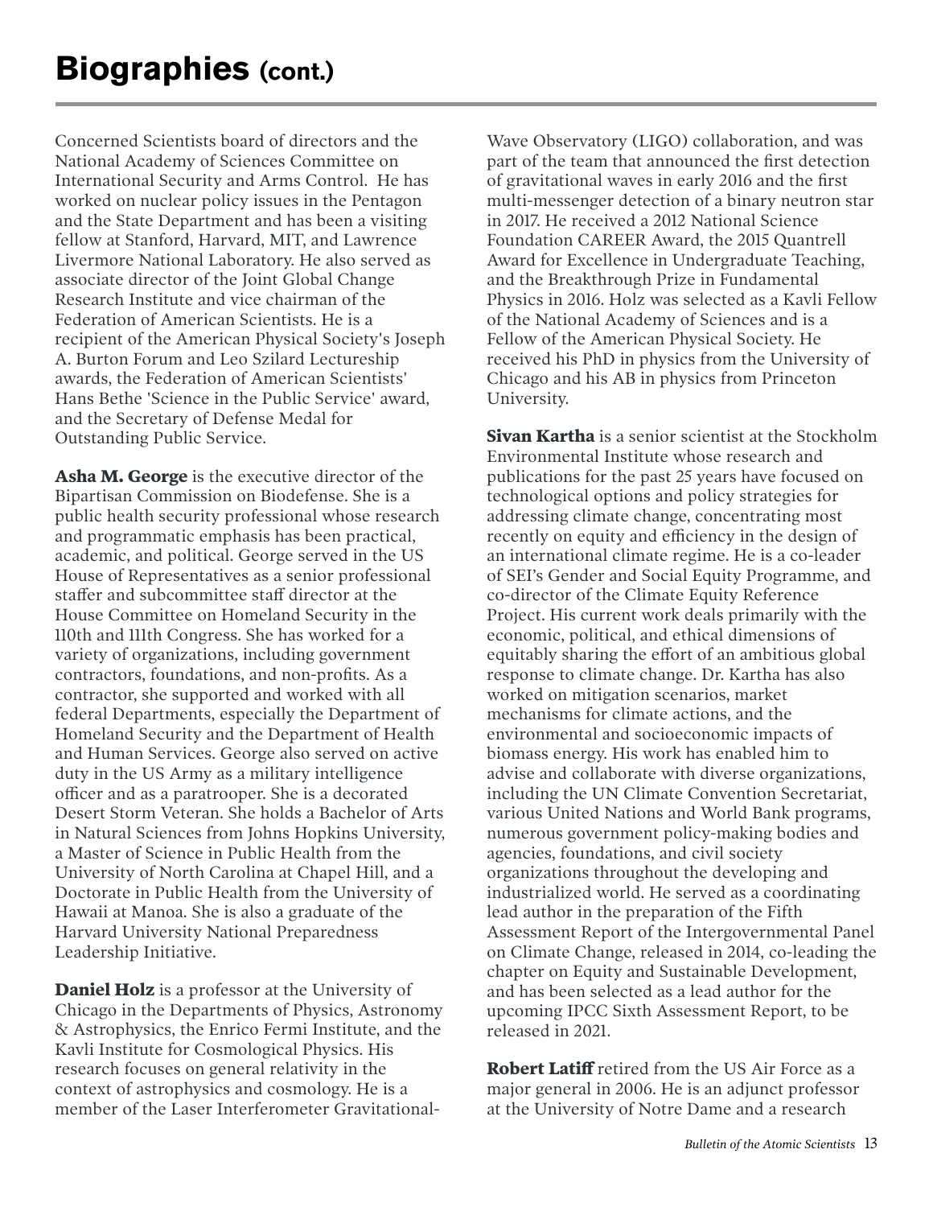# Biographies (cont.)

Concerned Scientists board of directors and the National Academy of Sciences Committee on International Security and Arms Control. He has worked on nuclear policy issues in the Pentagon and the State Department and has been a visiting fellow at Stanford, Harvard, MIT, and Lawrence Livermore National Laboratory. He also served as associate director of the Joint Global Change Research Institute and vice chairman of the Federation of American Scientists. He is a recipient of the American Physical Society's Joseph A. Burton Forum and Leo Szilard Lectureship awards, the Federation of American Scientists' Hans Bethe 'Science in the Public Service' award, and the Secretary of Defense Medal for Outstanding Public Service.

**Asha M. George** is the executive director of the Bipartisan Commission on Biodefense. She is a public health security professional whose research and programmatic emphasis has been practical, academic, and political. George served in the US House of Representatives as a senior professional staffer and subcommittee staff director at the House Committee on Homeland Security in the 110th and 111th Congress. She has worked for a variety of organizations, including government contractors, foundations, and non-profits. As a contractor, she supported and worked with all federal Departments, especially the Department of Homeland Security and the Department of Health and Human Services. George also served on active duty in the US Army as a military intelligence officer and as a paratrooper. She is a decorated Desert Storm Veteran. She holds a Bachelor of Arts in Natural Sciences from Johns Hopkins University, a Master of Science in Public Health from the University of North Carolina at Chapel Hill, and a Doctorate in Public Health from the University of Hawaii at Manoa. She is also a graduate of the Harvard University National Preparedness Leadership Initiative.

**Daniel Holz** is a professor at the University of Chicago in the Departments of Physics, Astronomy & Astrophysics, the Enrico Fermi Institute, and the Kavli Institute for Cosmological Physics. His research focuses on general relativity in the context of astrophysics and cosmology. He is a member of the Laser Interferometer Gravitational-Wave Observatory (LIGO) collaboration, and was part of the team that announced the first detection of gravitational waves in early 2016 and the first multi-messenger detection of a binary neutron star in 2017. He received a 2012 National Science Foundation CAREER Award, the 2015 Quantrell Award for Excellence in Undergraduate Teaching, and the Breakthrough Prize in Fundamental Physics in 2016. Holz was selected as a Kavli Fellow of the National Academy of Sciences and is a Fellow of the American Physical Society. He received his PhD in physics from the University of Chicago and his AB in physics from Princeton University.

**Sivan Kartha** is a senior scientist at the Stockholm Environmental Institute whose research and publications for the past 25 years have focused on technological options and policy strategies for addressing climate change, concentrating most recently on equity and efficiency in the design of an international climate regime. He is a co-leader of SEI's Gender and Social Equity Programme, and co-director of the Climate Equity Reference Project. His current work deals primarily with the economic, political, and ethical dimensions of equitably sharing the effort of an ambitious global response to climate change. Dr. Kartha has also worked on mitigation scenarios, market mechanisms for climate actions, and the environmental and socioeconomic impacts of biomass energy. His work has enabled him to advise and collaborate with diverse organizations, including the UN Climate Convention Secretariat, various United Nations and World Bank programs, numerous government policy-making bodies and agencies, foundations, and civil society organizations throughout the developing and industrialized world. He served as a coordinating lead author in the preparation of the Fifth Assessment Report of the Intergovernmental Panel on Climate Change, released in 2014, co-leading the chapter on Equity and Sustainable Development, and has been selected as a lead author for the upcoming IPCC Sixth Assessment Report, to be released in 2021.

**Robert Latiff** retired from the US Air Force as a major general in 2006. He is an adjunct professor at the University of Notre Dame and a research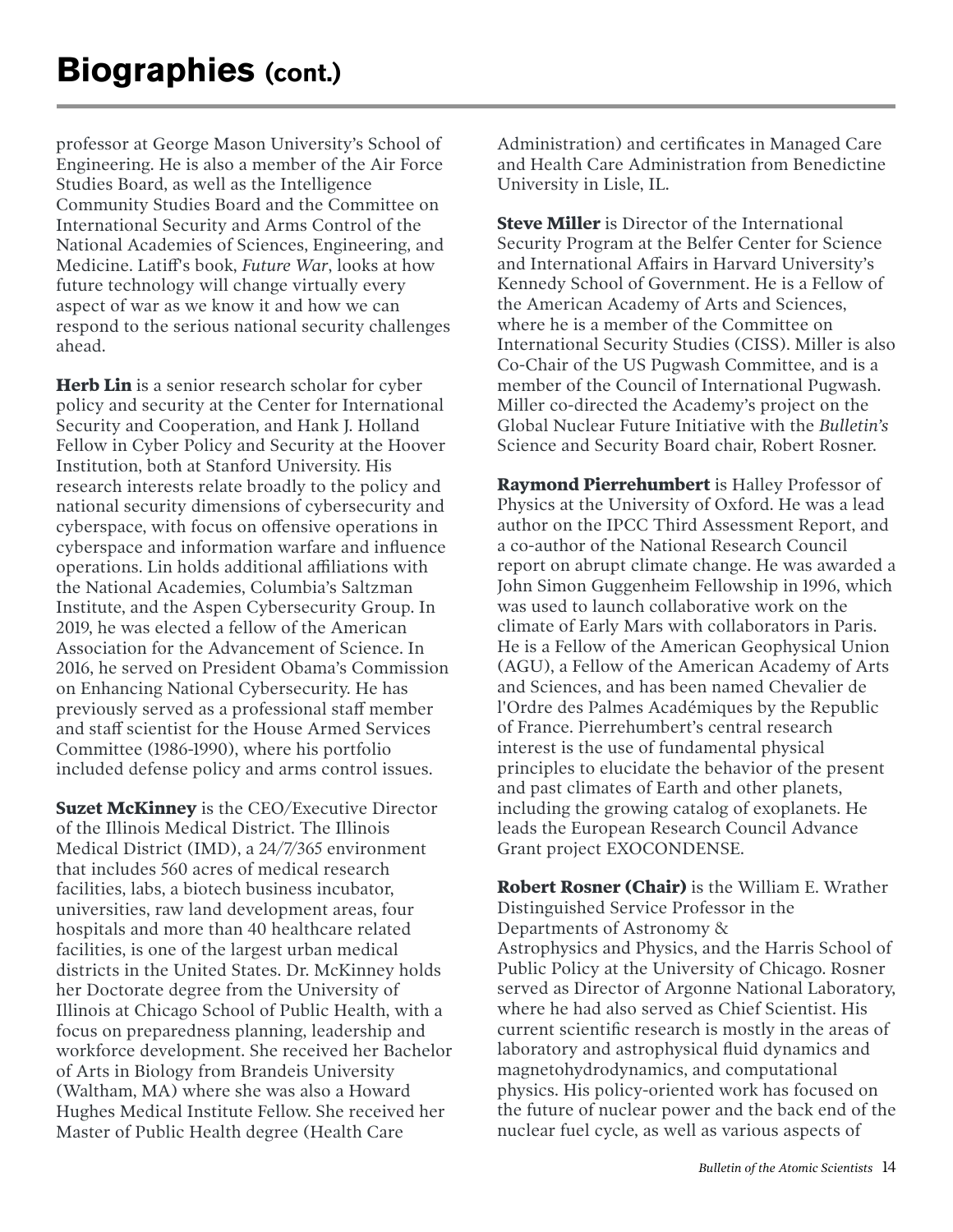# Biographies (cont.)

professor at George Mason University's School of Engineering. He is also a member of the Air Force Studies Board, as well as the Intelligence Community Studies Board and the Committee on International Security and Arms Control of the National Academies of Sciences, Engineering, and Medicine. Latiff's book, *Future War*, looks at how future technology will change virtually every aspect of war as we know it and how we can respond to the serious national security challenges ahead.

**Herb Lin** is a senior research scholar for cyber policy and security at the Center for International Security and Cooperation, and Hank J. Holland Fellow in Cyber Policy and Security at the Hoover Institution, both at Stanford University. His research interests relate broadly to the policy and national security dimensions of cybersecurity and cyberspace, with focus on offensive operations in cyberspace and information warfare and influence operations. Lin holds additional affiliations with the National Academies, Columbia's Saltzman Institute, and the Aspen Cybersecurity Group. In 2019, he was elected a fellow of the American Association for the Advancement of Science. In 2016, he served on President Obama's Commission on Enhancing National Cybersecurity. He has previously served as a professional staff member and staff scientist for the House Armed Services Committee (1986-1990), where his portfolio included defense policy and arms control issues.

**Suzet McKinney** is the CEO/Executive Director of the Illinois Medical District. The Illinois Medical District (IMD), a 24/7/365 environment that includes 560 acres of medical research facilities, labs, a biotech business incubator, universities, raw land development areas, four hospitals and more than 40 healthcare related facilities, is one of the largest urban medical districts in the United States. Dr. McKinney holds her Doctorate degree from the University of Illinois at Chicago School of Public Health, with a focus on preparedness planning, leadership and workforce development. She received her Bachelor of Arts in Biology from Brandeis University (Waltham, MA) where she was also a Howard Hughes Medical Institute Fellow. She received her Master of Public Health degree (Health Care Administration) and certificates in Managed Care and Health Care Administration from Benedictine University in Lisle, IL.

**Steve Miller** is Director of the International Security Program at the Belfer Center for Science and International Affairs in Harvard University's Kennedy School of Government. He is a Fellow of the American Academy of Arts and Sciences, where he is a member of the Committee on International Security Studies (CISS). Miller is also Co-Chair of the US Pugwash Committee, and is a member of the Council of International Pugwash. Miller co-directed the Academy's project on the Global Nuclear Future Initiative with the *Bulletin's* Science and Security Board chair, Robert Rosner.

**Raymond Pierrehumbert** is Halley Professor of Physics at the University of Oxford. He was a lead author on the IPCC Third Assessment Report, and a co-author of the National Research Council report on abrupt climate change. He was awarded a John Simon Guggenheim Fellowship in 1996, which was used to launch collaborative work on the climate of Early Mars with collaborators in Paris. He is a Fellow of the American Geophysical Union (AGU), a Fellow of the American Academy of Arts and Sciences, and has been named Chevalier de l'Ordre des Palmes Académiques by the Republic of France. Pierrehumbert's central research interest is the use of fundamental physical principles to elucidate the behavior of the present and past climates of Earth and other planets, including the growing catalog of exoplanets. He leads the European Research Council Advance Grant project EXOCONDENSE.

**Robert Rosner (Chair)** is the William E. Wrather Distinguished Service Professor in the Departments of Astronomy & Astrophysics and Physics, and the Harris School of Public Policy at the University of Chicago. Rosner served as Director of Argonne National Laboratory, where he had also served as Chief Scientist. His current scientific research is mostly in the areas of laboratory and astrophysical fluid dynamics and magnetohydrodynamics, and computational physics. His policy-oriented work has focused on the future of nuclear power and the back end of the nuclear fuel cycle, as well as various aspects of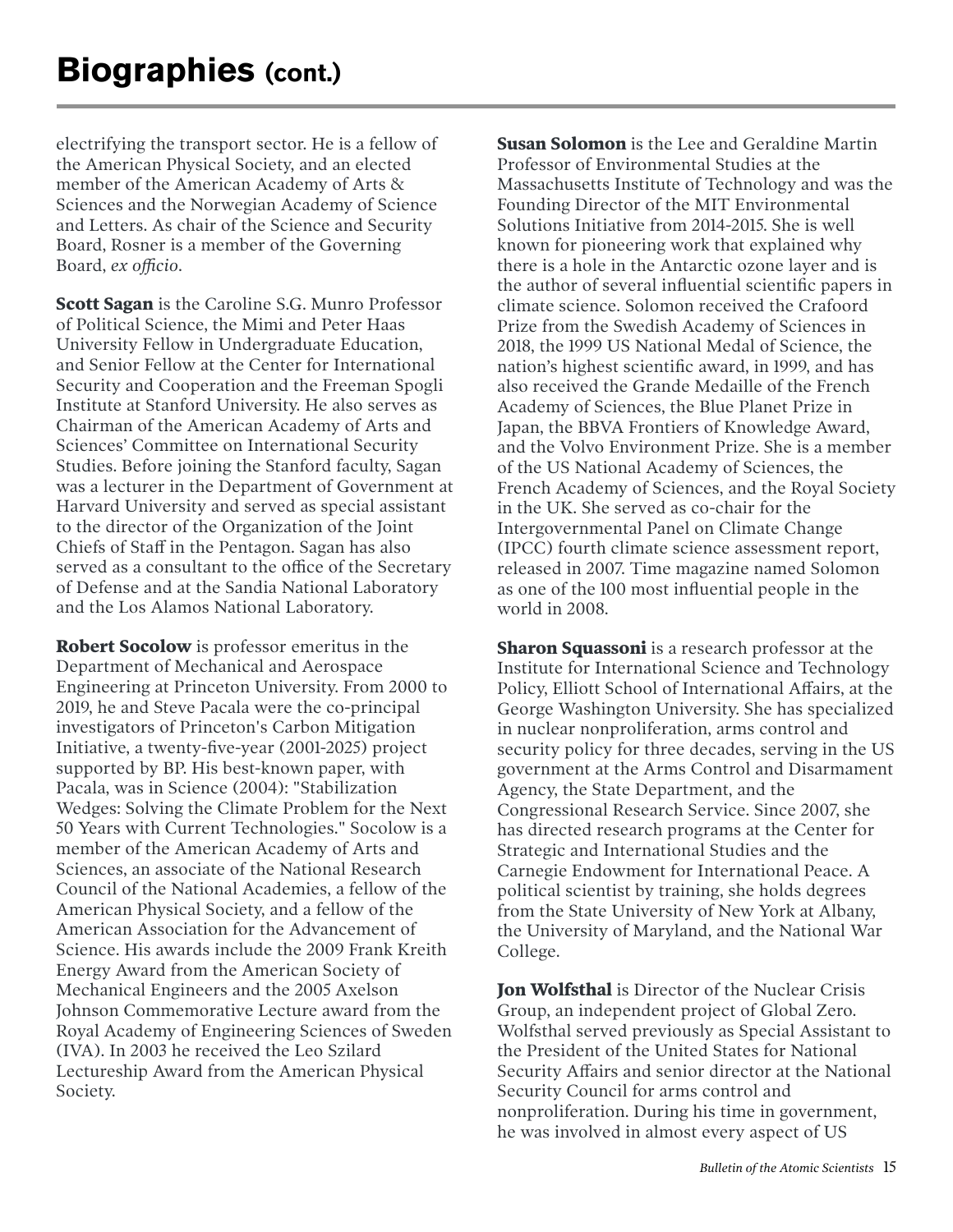# Biographies (cont.)

electrifying the transport sector. He is a fellow of the American Physical Society, and an elected member of the American Academy of Arts & Sciences and the Norwegian Academy of Science and Letters. As chair of the Science and Security Board, Rosner is a member of the Governing Board, *ex officio*.

**Scott Sagan** is the Caroline S.G. Munro Professor of Political Science, the Mimi and Peter Haas University Fellow in Undergraduate Education, and Senior Fellow at the Center for International Security and Cooperation and the Freeman Spogli Institute at Stanford University. He also serves as Chairman of the American Academy of Arts and Sciences' Committee on International Security Studies. Before joining the Stanford faculty, Sagan was a lecturer in the Department of Government at Harvard University and served as special assistant to the director of the Organization of the Joint Chiefs of Staff in the Pentagon. Sagan has also served as a consultant to the office of the Secretary of Defense and at the Sandia National Laboratory and the Los Alamos National Laboratory.

**Robert Socolow** is professor emeritus in the Department of Mechanical and Aerospace Engineering at Princeton University. From 2000 to 2019, he and Steve Pacala were the co-principal investigators of Princeton's Carbon Mitigation Initiative, a twenty-five-year (2001-2025) project supported by BP. His best-known paper, with Pacala, was in Science (2004): "Stabilization Wedges: Solving the Climate Problem for the Next 50 Years with Current Technologies." Socolow is a member of the American Academy of Arts and Sciences, an associate of the National Research Council of the National Academies, a fellow of the American Physical Society, and a fellow of the American Association for the Advancement of Science. His awards include the 2009 Frank Kreith Energy Award from the American Society of Mechanical Engineers and the 2005 Axelson Johnson Commemorative Lecture award from the Royal Academy of Engineering Sciences of Sweden (IVA). In 2003 he received the Leo Szilard Lectureship Award from the American Physical Society.

**Susan Solomon** is the Lee and Geraldine Martin Professor of Environmental Studies at the Massachusetts Institute of Technology and was the Founding Director of the MIT Environmental Solutions Initiative from 2014-2015. She is well known for pioneering work that explained why there is a hole in the Antarctic ozone layer and is the author of several influential scientific papers in climate science. Solomon received the Crafoord Prize from the Swedish Academy of Sciences in 2018, the 1999 US National Medal of Science, the nation's highest scientific award, in 1999, and has also received the Grande Medaille of the French Academy of Sciences, the Blue Planet Prize in Japan, the BBVA Frontiers of Knowledge Award, and the Volvo Environment Prize. She is a member of the US National Academy of Sciences, the French Academy of Sciences, and the Royal Society in the UK. She served as co-chair for the Intergovernmental Panel on Climate Change (IPCC) fourth climate science assessment report, released in 2007. Time magazine named Solomon as one of the 100 most influential people in the world in 2008.

**Sharon Squassoni** is a research professor at the Institute for International Science and Technology Policy, Elliott School of International Affairs, at the George Washington University. She has specialized in nuclear nonproliferation, arms control and security policy for three decades, serving in the US government at the Arms Control and Disarmament Agency, the State Department, and the Congressional Research Service. Since 2007, she has directed research programs at the Center for Strategic and International Studies and the Carnegie Endowment for International Peace. A political scientist by training, she holds degrees from the State University of New York at Albany, the University of Maryland, and the National War College.

**Jon Wolfsthal** is Director of the Nuclear Crisis Group, an independent project of Global Zero. Wolfsthal served previously as Special Assistant to the President of the United States for National Security Affairs and senior director at the National Security Council for arms control and nonproliferation. During his time in government, he was involved in almost every aspect of US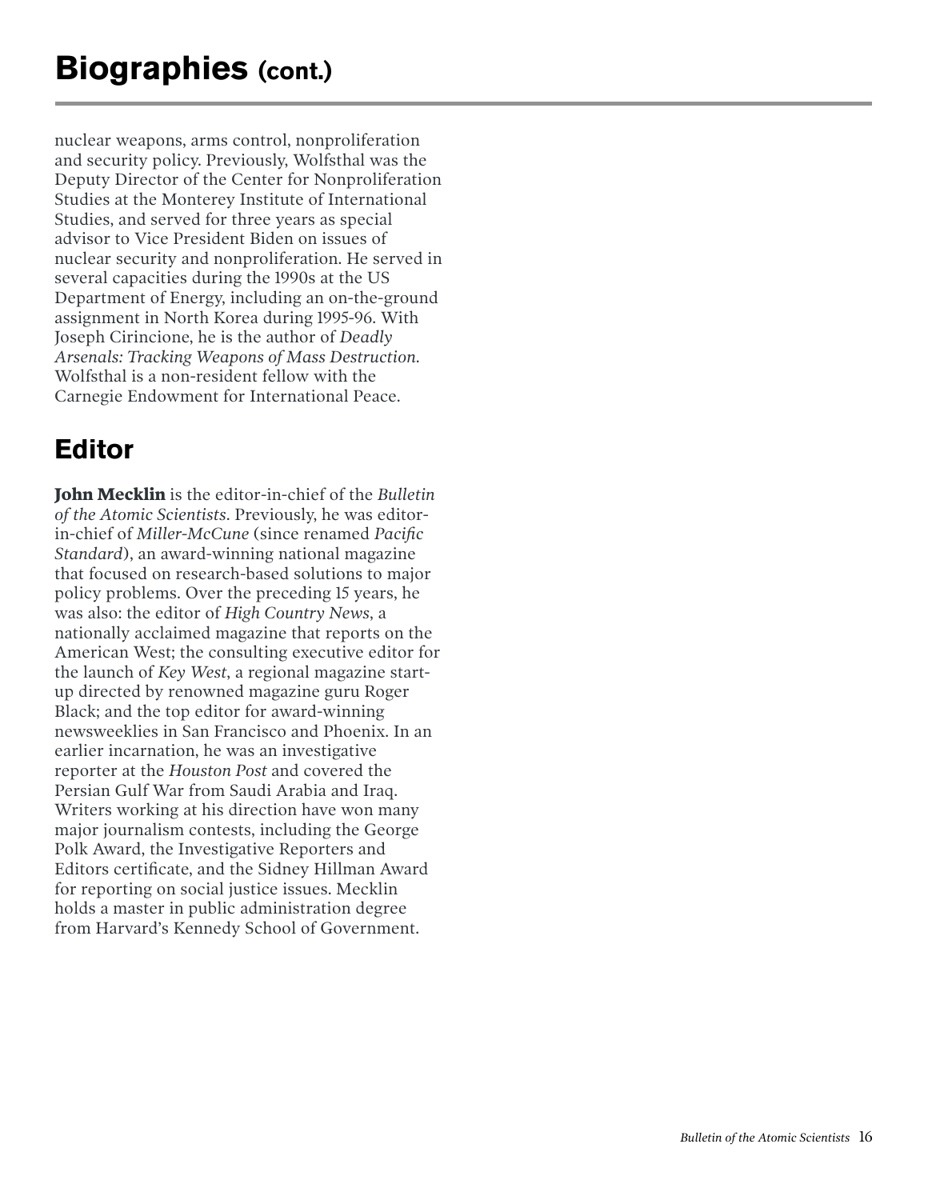# Biographies (cont.)

nuclear weapons, arms control, nonproliferation and security policy. Previously, Wolfsthal was the Deputy Director of the Center for Nonproliferation Studies at the Monterey Institute of International Studies, and served for three years as special advisor to Vice President Biden on issues of nuclear security and nonproliferation. He served in several capacities during the 1990s at the US Department of Energy, including an on-the-ground assignment in North Korea during 1995-96. With Joseph Cirincione, he is the author of *Deadly Arsenals: Tracking Weapons of Mass Destruction*. Wolfsthal is a non-resident fellow with the Carnegie Endowment for International Peace.

## Editor

**John Mecklin** is the editor-in-chief of the *Bulletin of the Atomic Scientists*. Previously, he was editor-in-chief of *Miller-McCune* (since renamed *Pacific Standard*), an award-winning national magazine that focused on research-based solutions to major policy problems. Over the preceding 15 years, he was also: the editor of *High Country News*, a nationally acclaimed magazine that reports on the American West; the consulting executive editor for the launch of *Key West*, a regional magazine start-up directed by renowned magazine guru Roger Black; and the top editor for award-winning newsweeklies in San Francisco and Phoenix. In an earlier incarnation, he was an investigative reporter at the *Houston Post* and covered the Persian Gulf War from Saudi Arabia and Iraq. Writers working at his direction have won many major journalism contests, including the George Polk Award, the Investigative Reporters and Editors certificate, and the Sidney Hillman Award for reporting on social justice issues. Mecklin holds a master in public administration degree from Harvard's Kennedy School of Government.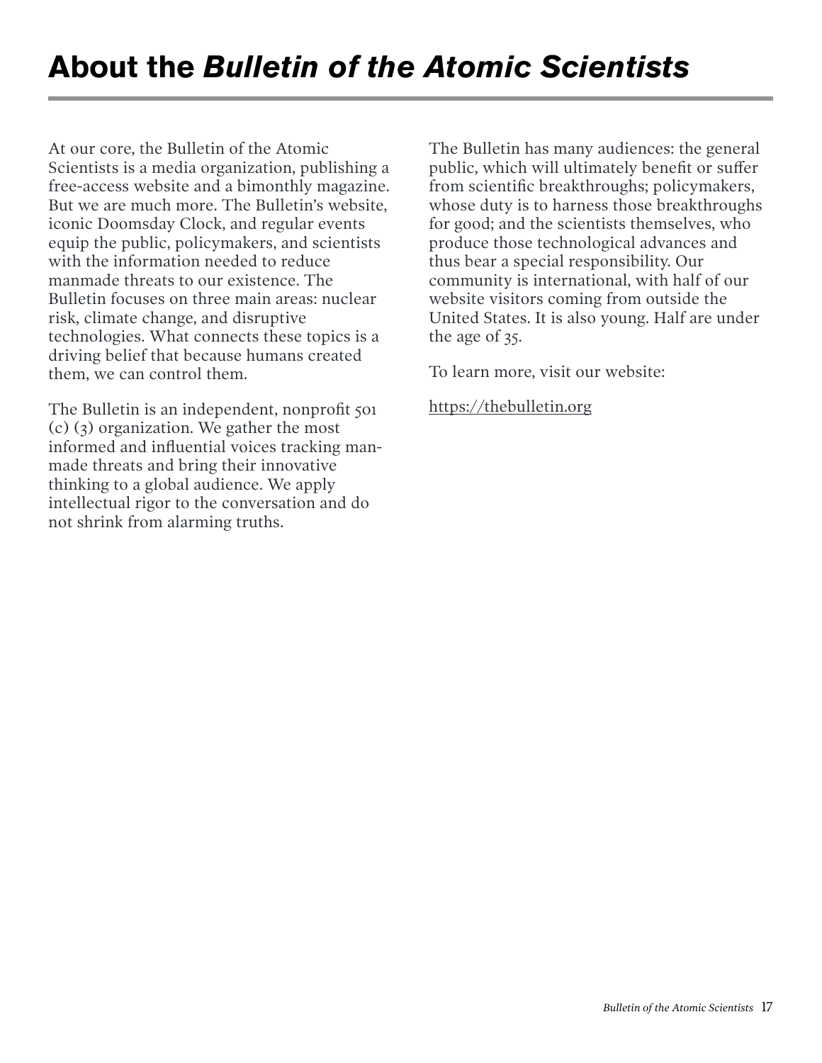# About the *Bulletin of the Atomic Scientists*

At our core, the Bulletin of the Atomic Scientists is a media organization, publishing a free-access website and a bimonthly magazine. But we are much more. The Bulletin's website, iconic Doomsday Clock, and regular events equip the public, policymakers, and scientists with the information needed to reduce manmade threats to our existence. The Bulletin focuses on three main areas: nuclear risk, climate change, and disruptive technologies. What connects these topics is a driving belief that because humans created them, we can control them.

The Bulletin is an independent, nonprofit 501 (c) (3) organization. We gather the most informed and influential voices tracking manmade threats and bring their innovative thinking to a global audience. We apply intellectual rigor to the conversation and do not shrink from alarming truths.

The Bulletin has many audiences: the general public, which will ultimately benefit or suffer from scientific breakthroughs; policymakers, whose duty is to harness those breakthroughs for good; and the scientists themselves, who produce those technological advances and thus bear a special responsibility. Our community is international, with half of our website visitors coming from outside the United States. It is also young. Half are under the age of 35.

To learn more, visit our website:

https://thebulletin.org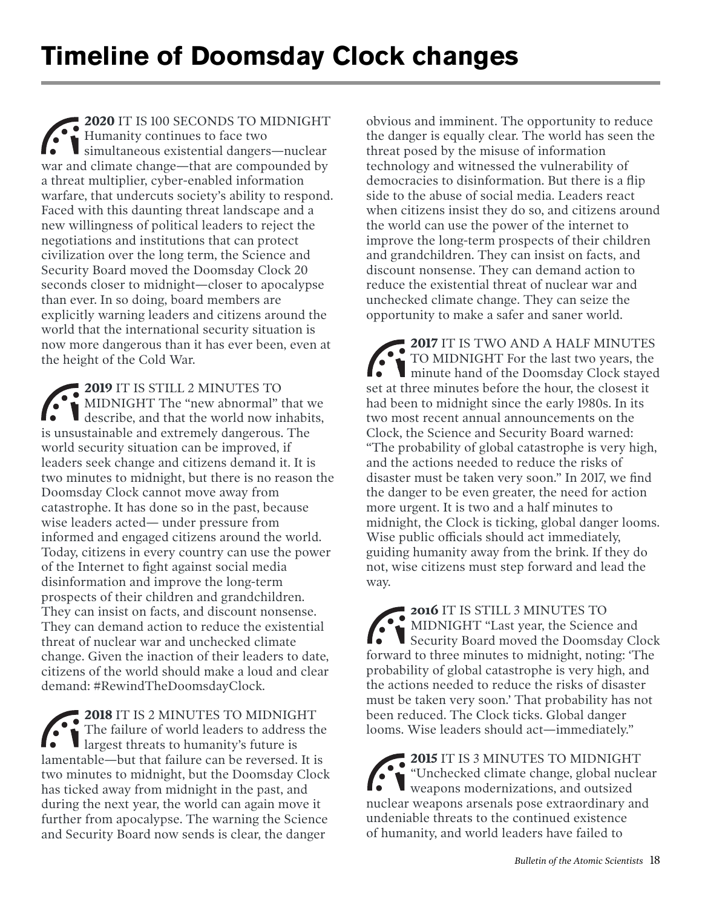# Timeline of Doomsday Clock changes

**2020** IT IS 100 SECONDS TO MIDNIGHT Humanity continues to face two simultaneous existential dangers—nuclear war and climate change—that are compounded by a threat multiplier, cyber-enabled information warfare, that undercuts society's ability to respond. Faced with this daunting threat landscape and a new willingness of political leaders to reject the negotiations and institutions that can protect civilization over the long term, the Science and Security Board moved the Doomsday Clock 20 seconds closer to midnight—closer to apocalypse than ever. In so doing, board members are explicitly warning leaders and citizens around the world that the international security situation is now more dangerous than it has ever been, even at the height of the Cold War.

**2019** IT IS STILL 2 MINUTES TO MIDNIGHT The "new abnormal" that we describe, and that the world now inhabits, is unsustainable and extremely dangerous. The world security situation can be improved, if leaders seek change and citizens demand it. It is two minutes to midnight, but there is no reason the Doomsday Clock cannot move away from catastrophe. It has done so in the past, because wise leaders acted— under pressure from informed and engaged citizens around the world. Today, citizens in every country can use the power of the Internet to fight against social media disinformation and improve the long-term prospects of their children and grandchildren. They can insist on facts, and discount nonsense. They can demand action to reduce the existential threat of nuclear war and unchecked climate change. Given the inaction of their leaders to date, citizens of the world should make a loud and clear demand: #RewindTheDoomsdayClock.

**2018** IT IS 2 MINUTES TO MIDNIGHT The failure of world leaders to address the largest threats to humanity's future is lamentable—but that failure can be reversed. It is two minutes to midnight, but the Doomsday Clock has ticked away from midnight in the past, and during the next year, the world can again move it further from apocalypse. The warning the Science and Security Board now sends is clear, the danger obvious and imminent. The opportunity to reduce the danger is equally clear. The world has seen the threat posed by the misuse of information technology and witnessed the vulnerability of democracies to disinformation. But there is a flip side to the abuse of social media. Leaders react when citizens insist they do so, and citizens around the world can use the power of the internet to improve the long-term prospects of their children and grandchildren. They can insist on facts, and discount nonsense. They can demand action to reduce the existential threat of nuclear war and unchecked climate change. They can seize the opportunity to make a safer and saner world.

**2017** IT IS TWO AND A HALF MINUTES TO MIDNIGHT For the last two years, the minute hand of the Doomsday Clock stayed set at three minutes before the hour, the closest it had been to midnight since the early 1980s. In its two most recent annual announcements on the Clock, the Science and Security Board warned: "The probability of global catastrophe is very high, and the actions needed to reduce the risks of disaster must be taken very soon." In 2017, we find the danger to be even greater, the need for action more urgent. It is two and a half minutes to midnight, the Clock is ticking, global danger looms. Wise public officials should act immediately, guiding humanity away from the brink. If they do not, wise citizens must step forward and lead the way.

**2016** IT IS STILL 3 MINUTES TO MIDNIGHT "Last year, the Science and Security Board moved the Doomsday Clock forward to three minutes to midnight, noting: 'The probability of global catastrophe is very high, and the actions needed to reduce the risks of disaster must be taken very soon.' That probability has not been reduced. The Clock ticks. Global danger looms. Wise leaders should act—immediately."

**2015** IT IS 3 MINUTES TO MIDNIGHT "Unchecked climate change, global nuclear weapons modernizations, and outsized nuclear weapons arsenals pose extraordinary and undeniable threats to the continued existence of humanity, and world leaders have failed to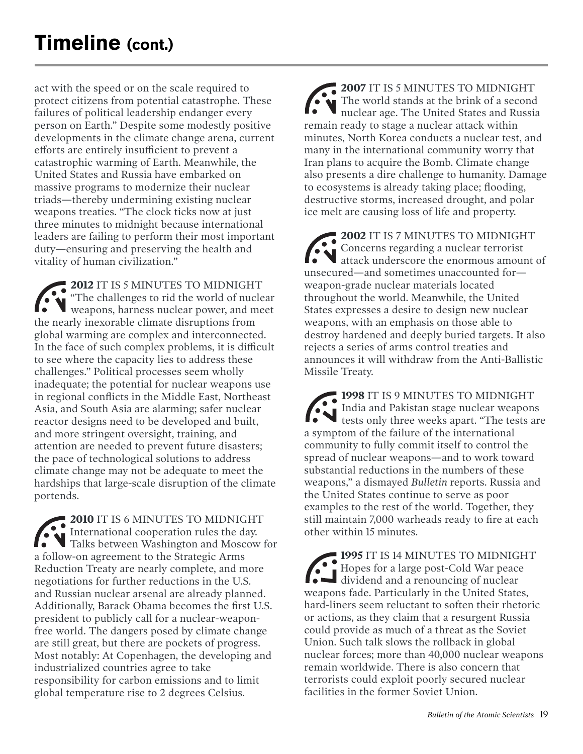# Timeline (cont.)

act with the speed or on the scale required to protect citizens from potential catastrophe. These failures of political leadership endanger every person on Earth." Despite some modestly positive developments in the climate change arena, current efforts are entirely insufficient to prevent a catastrophic warming of Earth. Meanwhile, the United States and Russia have embarked on massive programs to modernize their nuclear triads—thereby undermining existing nuclear weapons treaties. "The clock ticks now at just three minutes to midnight because international leaders are failing to perform their most important duty—ensuring and preserving the health and vitality of human civilization."

**2012** IT IS 5 MINUTES TO MIDNIGHT "The challenges to rid the world of nuclear weapons, harness nuclear power, and meet the nearly inexorable climate disruptions from global warming are complex and interconnected. In the face of such complex problems, it is difficult to see where the capacity lies to address these challenges." Political processes seem wholly inadequate; the potential for nuclear weapons use in regional conflicts in the Middle East, Northeast Asia, and South Asia are alarming; safer nuclear reactor designs need to be developed and built, and more stringent oversight, training, and attention are needed to prevent future disasters; the pace of technological solutions to address climate change may not be adequate to meet the hardships that large-scale disruption of the climate portends.

**2010** IT IS 6 MINUTES TO MIDNIGHT International cooperation rules the day. Talks between Washington and Moscow for a follow-on agreement to the Strategic Arms Reduction Treaty are nearly complete, and more negotiations for further reductions in the U.S. and Russian nuclear arsenal are already planned. Additionally, Barack Obama becomes the first U.S. president to publicly call for a nuclear-weapon-free world. The dangers posed by climate change are still great, but there are pockets of progress. Most notably: At Copenhagen, the developing and industrialized countries agree to take responsibility for carbon emissions and to limit global temperature rise to 2 degrees Celsius.

**2007** IT IS 5 MINUTES TO MIDNIGHT The world stands at the brink of a second nuclear age. The United States and Russia remain ready to stage a nuclear attack within minutes, North Korea conducts a nuclear test, and many in the international community worry that Iran plans to acquire the Bomb. Climate change also presents a dire challenge to humanity. Damage to ecosystems is already taking place; flooding, destructive storms, increased drought, and polar ice melt are causing loss of life and property.

**2002** IT IS 7 MINUTES TO MIDNIGHT Concerns regarding a nuclear terrorist attack underscore the enormous amount of unsecured—and sometimes unaccounted for—weapon-grade nuclear materials located throughout the world. Meanwhile, the United States expresses a desire to design new nuclear weapons, with an emphasis on those able to destroy hardened and deeply buried targets. It also rejects a series of arms control treaties and announces it will withdraw from the Anti-Ballistic Missile Treaty.

**1998** IT IS 9 MINUTES TO MIDNIGHT India and Pakistan stage nuclear weapons tests only three weeks apart. "The tests are a symptom of the failure of the international community to fully commit itself to control the spread of nuclear weapons—and to work toward substantial reductions in the numbers of these weapons," a dismayed *Bulletin* reports. Russia and the United States continue to serve as poor examples to the rest of the world. Together, they still maintain 7,000 warheads ready to fire at each other within 15 minutes.

**1995** IT IS 14 MINUTES TO MIDNIGHT Hopes for a large post-Cold War peace dividend and a renouncing of nuclear weapons fade. Particularly in the United States, hard-liners seem reluctant to soften their rhetoric or actions, as they claim that a resurgent Russia could provide as much of a threat as the Soviet Union. Such talk slows the rollback in global nuclear forces; more than 40,000 nuclear weapons remain worldwide. There is also concern that terrorists could exploit poorly secured nuclear facilities in the former Soviet Union.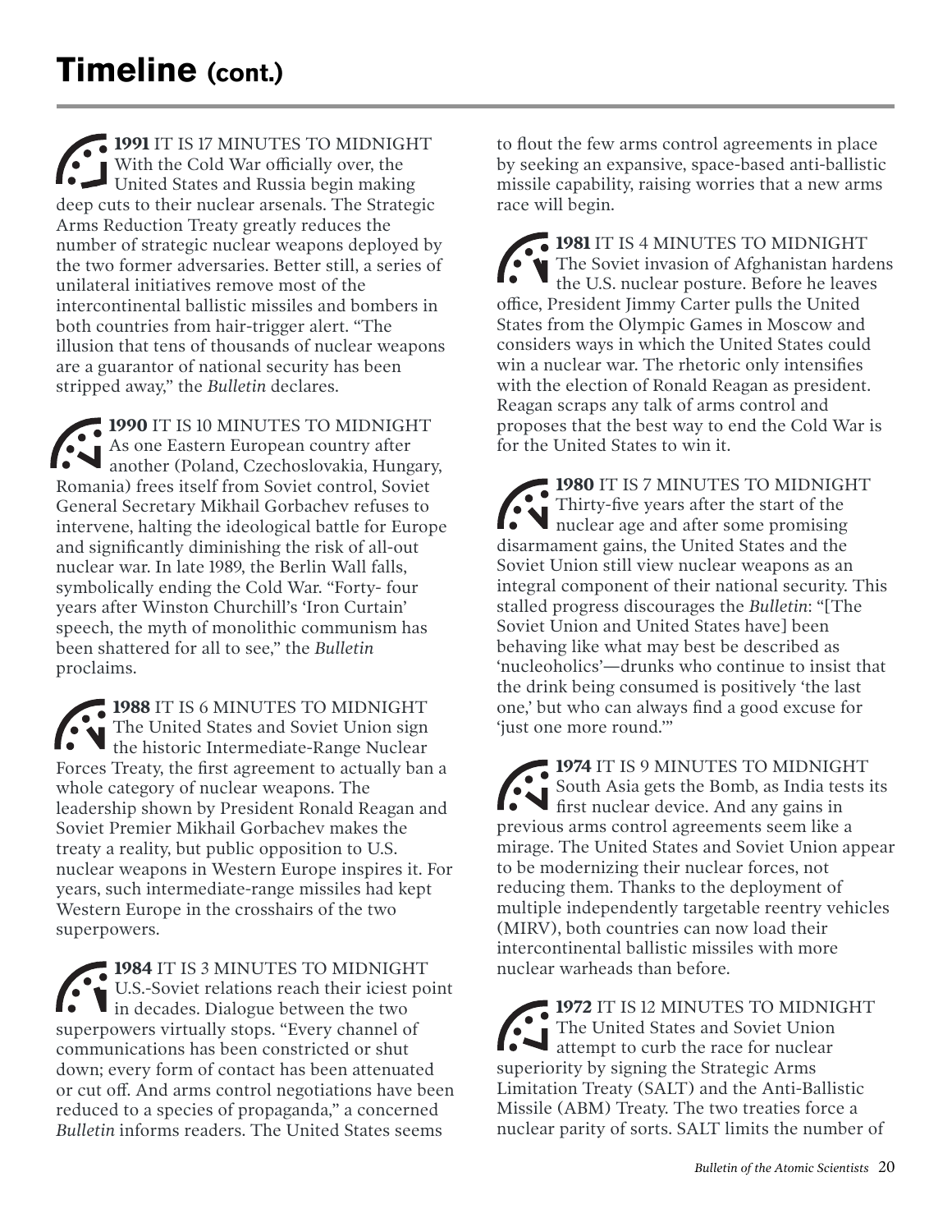# Timeline (cont.)

**1991** IT IS 17 MINUTES TO MIDNIGHT With the Cold War officially over, the United States and Russia begin making deep cuts to their nuclear arsenals. The Strategic Arms Reduction Treaty greatly reduces the number of strategic nuclear weapons deployed by the two former adversaries. Better still, a series of unilateral initiatives remove most of the intercontinental ballistic missiles and bombers in both countries from hair-trigger alert. "The illusion that tens of thousands of nuclear weapons are a guarantor of national security has been stripped away," the *Bulletin* declares.

**1990** IT IS 10 MINUTES TO MIDNIGHT As one Eastern European country after another (Poland, Czechoslovakia, Hungary, Romania) frees itself from Soviet control, Soviet General Secretary Mikhail Gorbachev refuses to intervene, halting the ideological battle for Europe and significantly diminishing the risk of all-out nuclear war. In late 1989, the Berlin Wall falls, symbolically ending the Cold War. "Forty- four years after Winston Churchill's 'Iron Curtain' speech, the myth of monolithic communism has been shattered for all to see," the *Bulletin* proclaims.

**1988** IT IS 6 MINUTES TO MIDNIGHT The United States and Soviet Union sign the historic Intermediate-Range Nuclear Forces Treaty, the first agreement to actually ban a whole category of nuclear weapons. The leadership shown by President Ronald Reagan and Soviet Premier Mikhail Gorbachev makes the treaty a reality, but public opposition to U.S. nuclear weapons in Western Europe inspires it. For years, such intermediate-range missiles had kept Western Europe in the crosshairs of the two superpowers.

**1984** IT IS 3 MINUTES TO MIDNIGHT U.S.-Soviet relations reach their iciest point in decades. Dialogue between the two superpowers virtually stops. "Every channel of communications has been constricted or shut down; every form of contact has been attenuated or cut off. And arms control negotiations have been reduced to a species of propaganda," a concerned *Bulletin* informs readers. The United States seems to flout the few arms control agreements in place by seeking an expansive, space-based anti-ballistic missile capability, raising worries that a new arms race will begin.

**1981** IT IS 4 MINUTES TO MIDNIGHT The Soviet invasion of Afghanistan hardens the U.S. nuclear posture. Before he leaves office, President Jimmy Carter pulls the United States from the Olympic Games in Moscow and considers ways in which the United States could win a nuclear war. The rhetoric only intensifies with the election of Ronald Reagan as president. Reagan scraps any talk of arms control and proposes that the best way to end the Cold War is for the United States to win it.

**1980** IT IS 7 MINUTES TO MIDNIGHT Thirty-five years after the start of the nuclear age and after some promising disarmament gains, the United States and the Soviet Union still view nuclear weapons as an integral component of their national security. This stalled progress discourages the *Bulletin*: "[The Soviet Union and United States have] been behaving like what may best be described as 'nucleoholics'—drunks who continue to insist that the drink being consumed is positively 'the last one,' but who can always find a good excuse for 'just one more round.'"

**1974** IT IS 9 MINUTES TO MIDNIGHT South Asia gets the Bomb, as India tests its first nuclear device. And any gains in previous arms control agreements seem like a mirage. The United States and Soviet Union appear to be modernizing their nuclear forces, not reducing them. Thanks to the deployment of multiple independently targetable reentry vehicles (MIRV), both countries can now load their intercontinental ballistic missiles with more nuclear warheads than before.

**1972** IT IS 12 MINUTES TO MIDNIGHT The United States and Soviet Union attempt to curb the race for nuclear superiority by signing the Strategic Arms Limitation Treaty (SALT) and the Anti-Ballistic Missile (ABM) Treaty. The two treaties force a nuclear parity of sorts. SALT limits the number of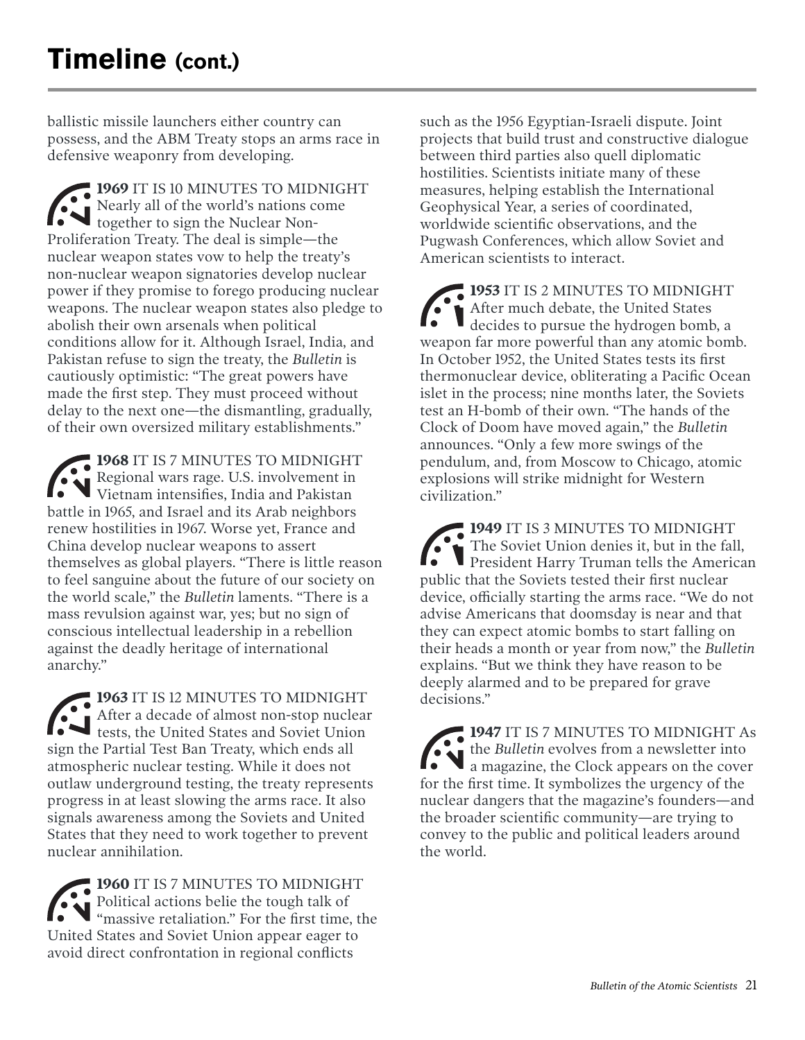# Timeline (cont.)

ballistic missile launchers either country can possess, and the ABM Treaty stops an arms race in defensive weaponry from developing.

**1969** IT IS 10 MINUTES TO MIDNIGHT Nearly all of the world's nations come together to sign the Nuclear Non-Proliferation Treaty. The deal is simple—the nuclear weapon states vow to help the treaty's non-nuclear weapon signatories develop nuclear power if they promise to forego producing nuclear weapons. The nuclear weapon states also pledge to abolish their own arsenals when political conditions allow for it. Although Israel, India, and Pakistan refuse to sign the treaty, the *Bulletin* is cautiously optimistic: "The great powers have made the first step. They must proceed without delay to the next one—the dismantling, gradually, of their own oversized military establishments."

**1968** IT IS 7 MINUTES TO MIDNIGHT Regional wars rage. U.S. involvement in Vietnam intensifies, India and Pakistan battle in 1965, and Israel and its Arab neighbors renew hostilities in 1967. Worse yet, France and China develop nuclear weapons to assert themselves as global players. "There is little reason to feel sanguine about the future of our society on the world scale," the *Bulletin* laments. "There is a mass revulsion against war, yes; but no sign of conscious intellectual leadership in a rebellion against the deadly heritage of international anarchy."

**1963** IT IS 12 MINUTES TO MIDNIGHT After a decade of almost non-stop nuclear tests, the United States and Soviet Union sign the Partial Test Ban Treaty, which ends all atmospheric nuclear testing. While it does not outlaw underground testing, the treaty represents progress in at least slowing the arms race. It also signals awareness among the Soviets and United States that they need to work together to prevent nuclear annihilation.

**1960** IT IS 7 MINUTES TO MIDNIGHT Political actions belie the tough talk of "massive retaliation." For the first time, the United States and Soviet Union appear eager to avoid direct confrontation in regional conflicts such as the 1956 Egyptian-Israeli dispute. Joint projects that build trust and constructive dialogue between third parties also quell diplomatic hostilities. Scientists initiate many of these measures, helping establish the International Geophysical Year, a series of coordinated, worldwide scientific observations, and the Pugwash Conferences, which allow Soviet and American scientists to interact.

**1953** IT IS 2 MINUTES TO MIDNIGHT After much debate, the United States decides to pursue the hydrogen bomb, a weapon far more powerful than any atomic bomb. In October 1952, the United States tests its first thermonuclear device, obliterating a Pacific Ocean islet in the process; nine months later, the Soviets test an H-bomb of their own. "The hands of the Clock of Doom have moved again," the *Bulletin* announces. "Only a few more swings of the pendulum, and, from Moscow to Chicago, atomic explosions will strike midnight for Western civilization."

**1949** IT IS 3 MINUTES TO MIDNIGHT The Soviet Union denies it, but in the fall, President Harry Truman tells the American public that the Soviets tested their first nuclear device, officially starting the arms race. "We do not advise Americans that doomsday is near and that they can expect atomic bombs to start falling on their heads a month or year from now," the *Bulletin* explains. "But we think they have reason to be deeply alarmed and to be prepared for grave decisions."

**1947** IT IS 7 MINUTES TO MIDNIGHT As the *Bulletin* evolves from a newsletter into a magazine, the Clock appears on the cover for the first time. It symbolizes the urgency of the nuclear dangers that the magazine's founders—and the broader scientific community—are trying to convey to the public and political leaders around the world.